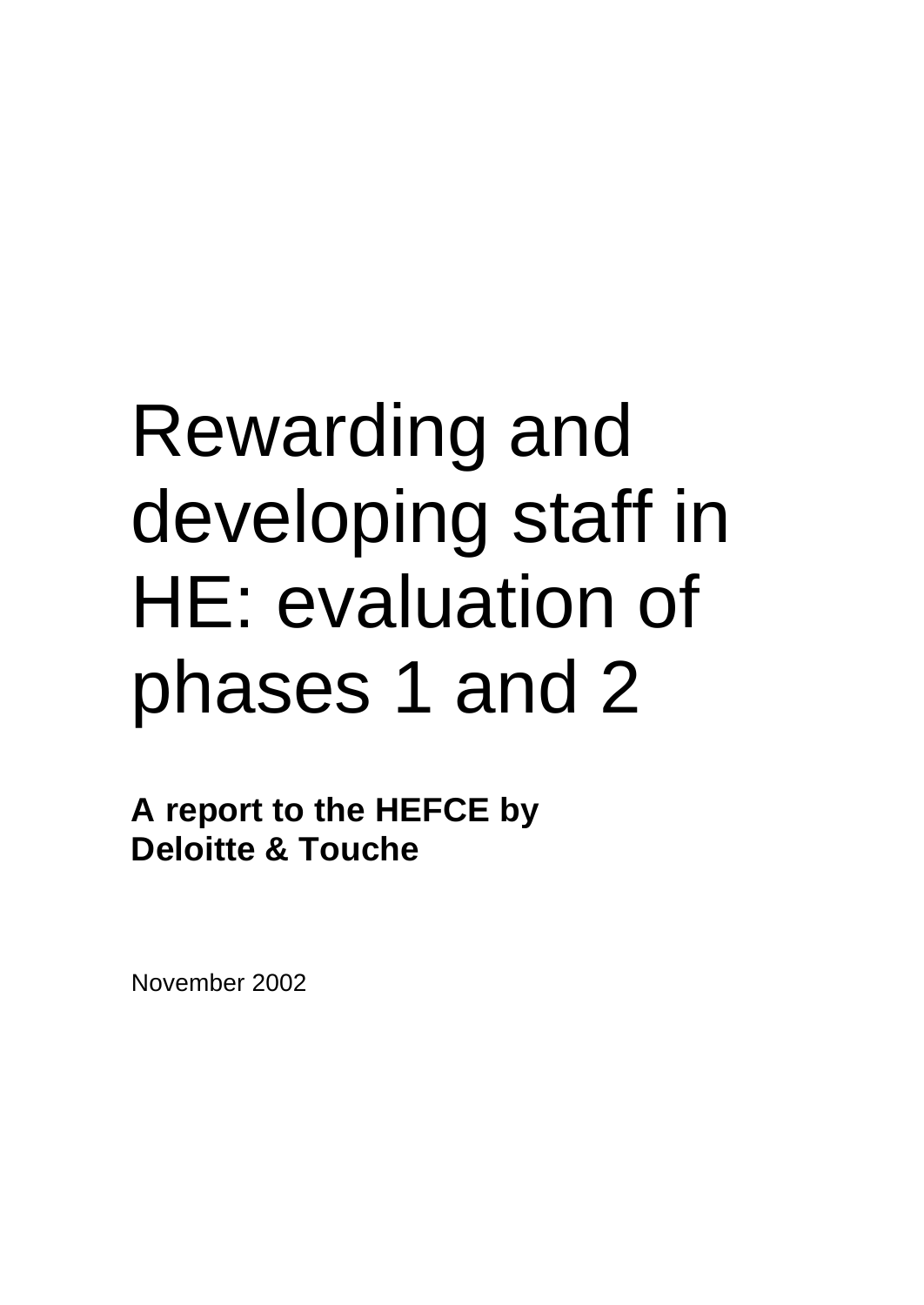# Rewarding and developing staff in HE: evaluation of phases 1 and 2

**A report to the HEFCE by Deloitte & Touche**

November 2002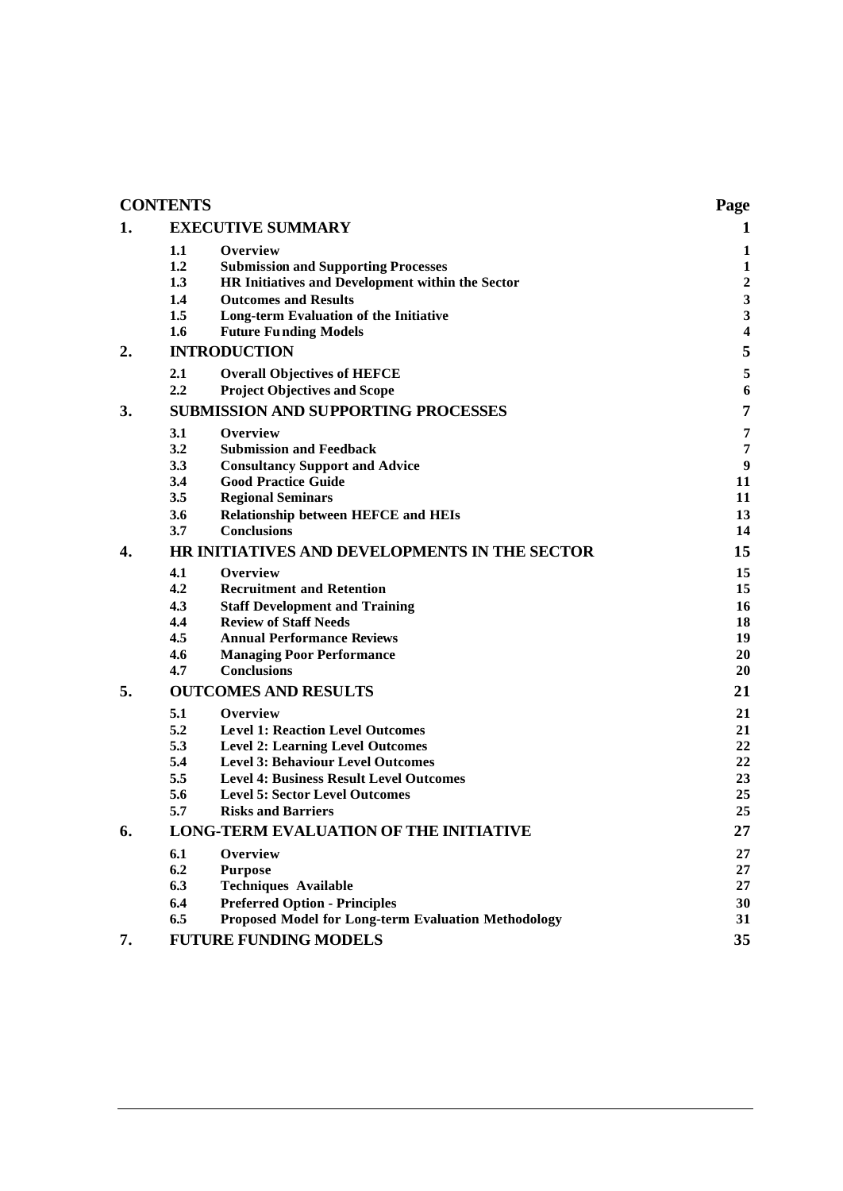# CONTENTS

| | | | Page |
|---|---|---|---|
| **1.** | **EXECUTIVE SUMMARY** | | **1** |
| | 1.1 | Overview | 1 |
| | 1.2 | Submission and Supporting Processes | 1 |
| | 1.3 | HR Initiatives and Development within the Sector | 2 |
| | 1.4 | Outcomes and Results | 3 |
| | 1.5 | Long-term Evaluation of the Initiative | 3 |
| | 1.6 | Future Funding Models | 4 |
| **2.** | **INTRODUCTION** | | **5** |
| | 2.1 | Overall Objectives of HEFCE | 5 |
| | 2.2 | Project Objectives and Scope | 6 |
| **3.** | **SUBMISSION AND SUPPORTING PROCESSES** | | **7** |
| | 3.1 | Overview | 7 |
| | 3.2 | Submission and Feedback | 7 |
| | 3.3 | Consultancy Support and Advice | 9 |
| | 3.4 | Good Practice Guide | 11 |
| | 3.5 | Regional Seminars | 11 |
| | 3.6 | Relationship between HEFCE and HEIs | 13 |
| | 3.7 | Conclusions | 14 |
| **4.** | **HR INITIATIVES AND DEVELOPMENTS IN THE SECTOR** | | **15** |
| | 4.1 | Overview | 15 |
| | 4.2 | Recruitment and Retention | 15 |
| | 4.3 | Staff Development and Training | 16 |
| | 4.4 | Review of Staff Needs | 18 |
| | 4.5 | Annual Performance Reviews | 19 |
| | 4.6 | Managing Poor Performance | 20 |
| | 4.7 | Conclusions | 20 |
| **5.** | **OUTCOMES AND RESULTS** | | **21** |
| | 5.1 | Overview | 21 |
| | 5.2 | Level 1: Reaction Level Outcomes | 21 |
| | 5.3 | Level 2: Learning Level Outcomes | 22 |
| | 5.4 | Level 3: Behaviour Level Outcomes | 22 |
| | 5.5 | Level 4: Business Result Level Outcomes | 23 |
| | 5.6 | Level 5: Sector Level Outcomes | 25 |
| | 5.7 | Risks and Barriers | 25 |
| **6.** | **LONG-TERM EVALUATION OF THE INITIATIVE** | | **27** |
| | 6.1 | Overview | 27 |
| | 6.2 | Purpose | 27 |
| | 6.3 | Techniques Available | 27 |
| | 6.4 | Preferred Option - Principles | 30 |
| | 6.5 | Proposed Model for Long-term Evaluation Methodology | 31 |
| **7.** | **FUTURE FUNDING MODELS** | | **35** |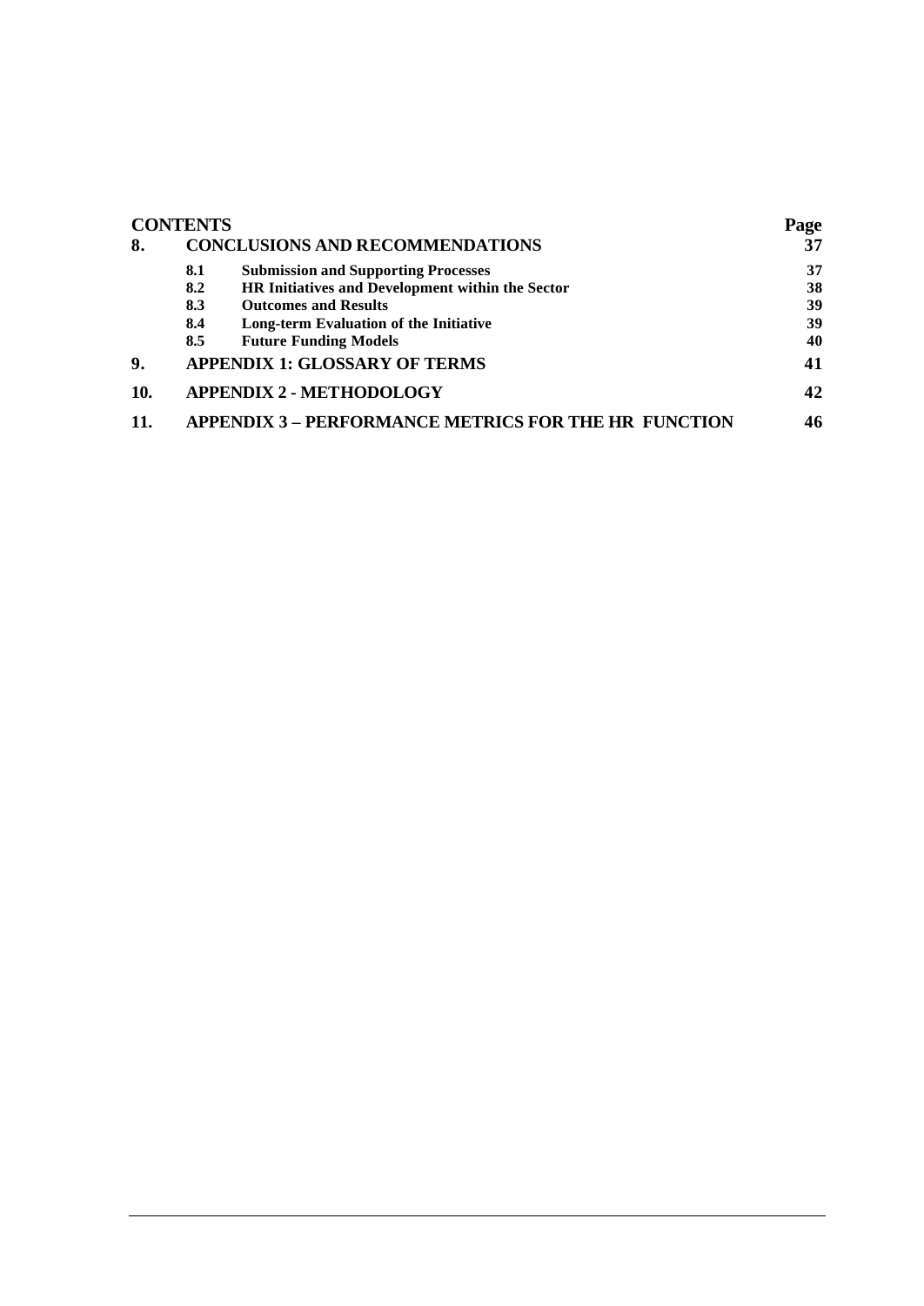| **CONTENTS** | | | **Page** |
|---|---|---|---|
| **8.** | **CONCLUSIONS AND RECOMMENDATIONS** | | **37** |
| | **8.1** | **Submission and Supporting Processes** | **37** |
| | **8.2** | **HR Initiatives and Development within the Sector** | **38** |
| | **8.3** | **Outcomes and Results** | **39** |
| | **8.4** | **Long-term Evaluation of the Initiative** | **39** |
| | **8.5** | **Future Funding Models** | **40** |
| **9.** | **APPENDIX 1: GLOSSARY OF TERMS** | | **41** |
| **10.** | **APPENDIX 2 - METHODOLOGY** | | **42** |
| **11.** | **APPENDIX 3 – PERFORMANCE METRICS FOR THE HR FUNCTION** | | **46** |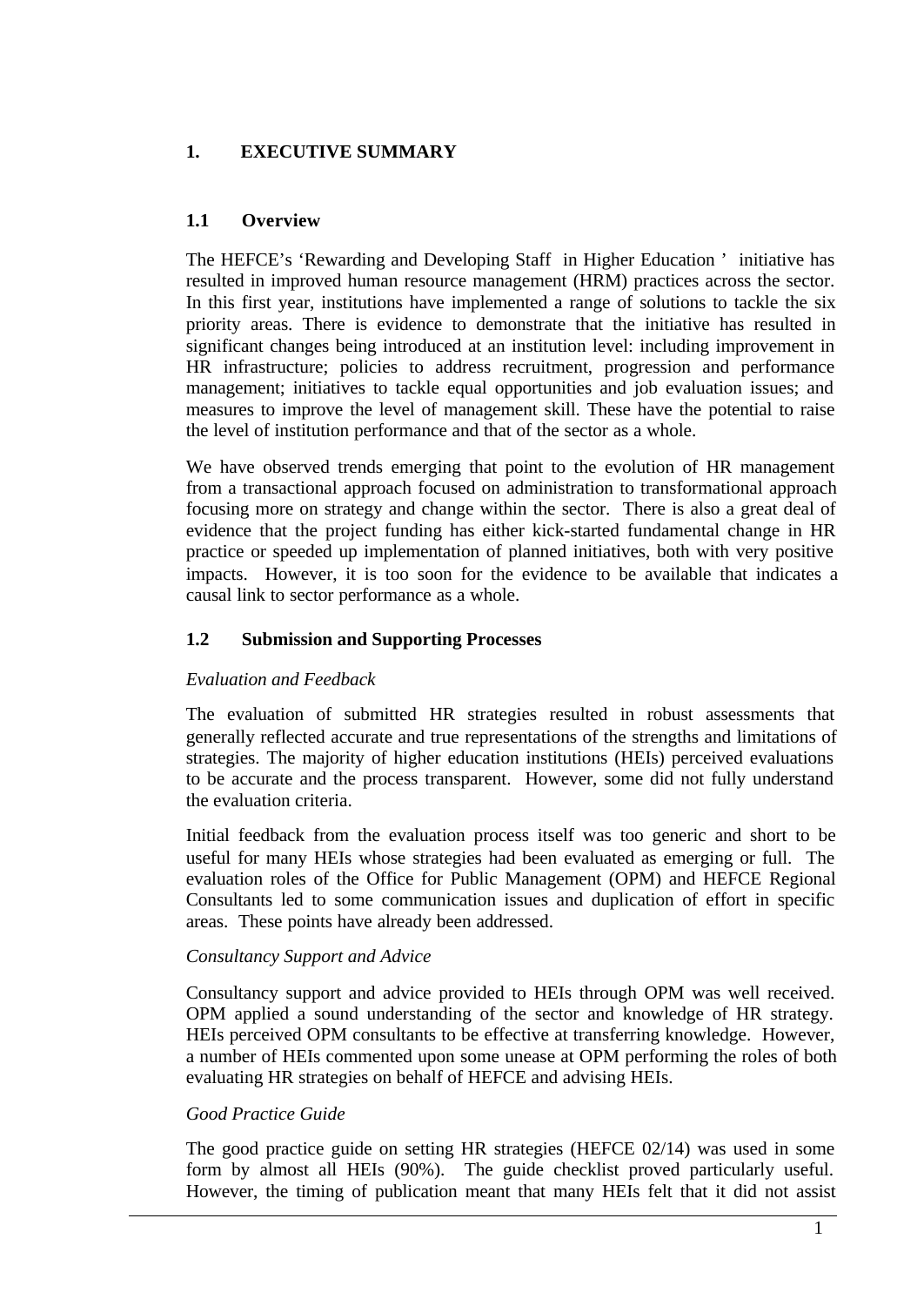# 1. EXECUTIVE SUMMARY

## 1.1 Overview

The HEFCE's 'Rewarding and Developing Staff in Higher Education' initiative has resulted in improved human resource management (HRM) practices across the sector. In this first year, institutions have implemented a range of solutions to tackle the six priority areas. There is evidence to demonstrate that the initiative has resulted in significant changes being introduced at an institution level: including improvement in HR infrastructure; policies to address recruitment, progression and performance management; initiatives to tackle equal opportunities and job evaluation issues; and measures to improve the level of management skill. These have the potential to raise the level of institution performance and that of the sector as a whole.

We have observed trends emerging that point to the evolution of HR management from a transactional approach focused on administration to transformational approach focusing more on strategy and change within the sector. There is also a great deal of evidence that the project funding has either kick-started fundamental change in HR practice or speeded up implementation of planned initiatives, both with very positive impacts. However, it is too soon for the evidence to be available that indicates a causal link to sector performance as a whole.

## 1.2 Submission and Supporting Processes

*Evaluation and Feedback*

The evaluation of submitted HR strategies resulted in robust assessments that generally reflected accurate and true representations of the strengths and limitations of strategies. The majority of higher education institutions (HEIs) perceived evaluations to be accurate and the process transparent. However, some did not fully understand the evaluation criteria.

Initial feedback from the evaluation process itself was too generic and short to be useful for many HEIs whose strategies had been evaluated as emerging or full. The evaluation roles of the Office for Public Management (OPM) and HEFCE Regional Consultants led to some communication issues and duplication of effort in specific areas. These points have already been addressed.

*Consultancy Support and Advice*

Consultancy support and advice provided to HEIs through OPM was well received. OPM applied a sound understanding of the sector and knowledge of HR strategy. HEIs perceived OPM consultants to be effective at transferring knowledge. However, a number of HEIs commented upon some unease at OPM performing the roles of both evaluating HR strategies on behalf of HEFCE and advising HEIs.

*Good Practice Guide*

The good practice guide on setting HR strategies (HEFCE 02/14) was used in some form by almost all HEIs (90%). The guide checklist proved particularly useful. However, the timing of publication meant that many HEIs felt that it did not assist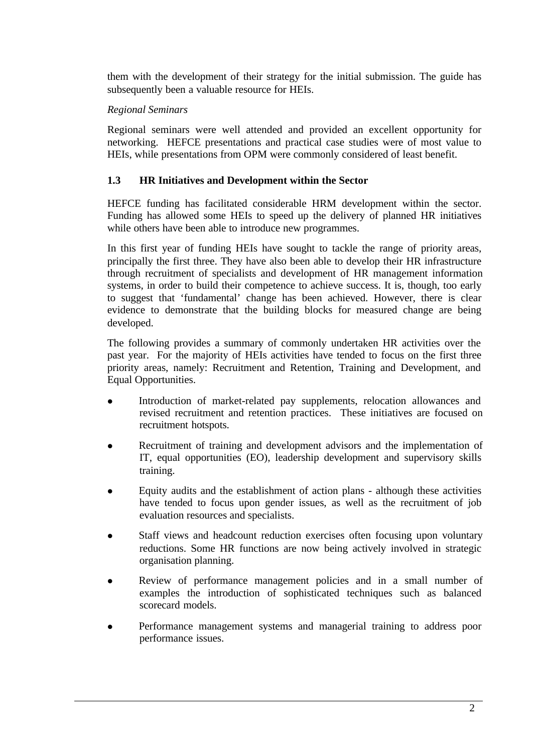them with the development of their strategy for the initial submission. The guide has subsequently been a valuable resource for HEIs.

*Regional Seminars*

Regional seminars were well attended and provided an excellent opportunity for networking. HEFCE presentations and practical case studies were of most value to HEIs, while presentations from OPM were commonly considered of least benefit.

### 1.3 HR Initiatives and Development within the Sector

HEFCE funding has facilitated considerable HRM development within the sector. Funding has allowed some HEIs to speed up the delivery of planned HR initiatives while others have been able to introduce new programmes.

In this first year of funding HEIs have sought to tackle the range of priority areas, principally the first three. They have also been able to develop their HR infrastructure through recruitment of specialists and development of HR management information systems, in order to build their competence to achieve success. It is, though, too early to suggest that 'fundamental' change has been achieved. However, there is clear evidence to demonstrate that the building blocks for measured change are being developed.

The following provides a summary of commonly undertaken HR activities over the past year. For the majority of HEIs activities have tended to focus on the first three priority areas, namely: Recruitment and Retention, Training and Development, and Equal Opportunities.

- Introduction of market-related pay supplements, relocation allowances and revised recruitment and retention practices. These initiatives are focused on recruitment hotspots.
- Recruitment of training and development advisors and the implementation of IT, equal opportunities (EO), leadership development and supervisory skills training.
- Equity audits and the establishment of action plans - although these activities have tended to focus upon gender issues, as well as the recruitment of job evaluation resources and specialists.
- Staff views and headcount reduction exercises often focusing upon voluntary reductions. Some HR functions are now being actively involved in strategic organisation planning.
- Review of performance management policies and in a small number of examples the introduction of sophisticated techniques such as balanced scorecard models.
- Performance management systems and managerial training to address poor performance issues.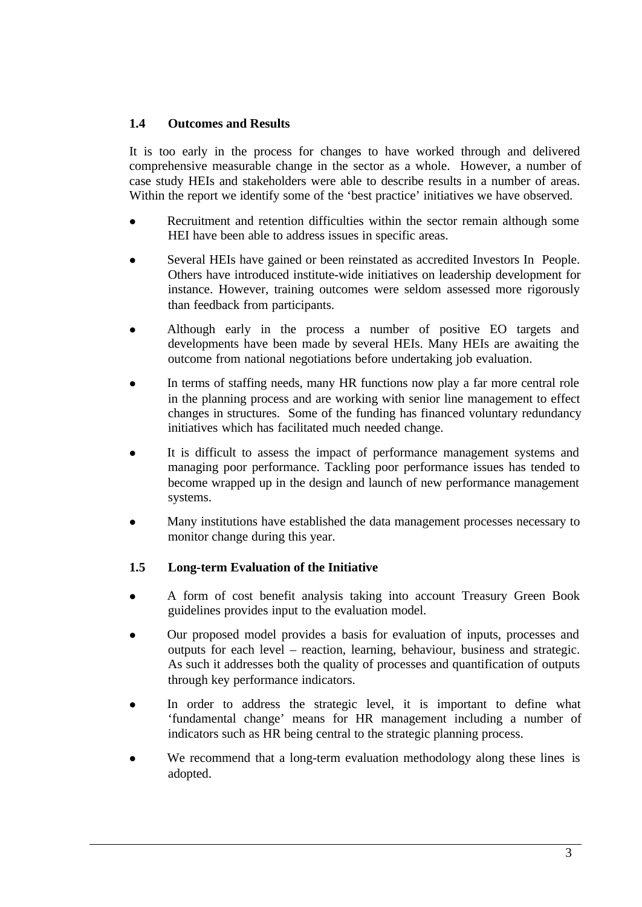### 1.4 Outcomes and Results

It is too early in the process for changes to have worked through and delivered comprehensive measurable change in the sector as a whole. However, a number of case study HEIs and stakeholders were able to describe results in a number of areas. Within the report we identify some of the 'best practice' initiatives we have observed.

- Recruitment and retention difficulties within the sector remain although some HEI have been able to address issues in specific areas.
- Several HEIs have gained or been reinstated as accredited Investors In People. Others have introduced institute-wide initiatives on leadership development for instance. However, training outcomes were seldom assessed more rigorously than feedback from participants.
- Although early in the process a number of positive EO targets and developments have been made by several HEIs. Many HEIs are awaiting the outcome from national negotiations before undertaking job evaluation.
- In terms of staffing needs, many HR functions now play a far more central role in the planning process and are working with senior line management to effect changes in structures. Some of the funding has financed voluntary redundancy initiatives which has facilitated much needed change.
- It is difficult to assess the impact of performance management systems and managing poor performance. Tackling poor performance issues has tended to become wrapped up in the design and launch of new performance management systems.
- Many institutions have established the data management processes necessary to monitor change during this year.

### 1.5 Long-term Evaluation of the Initiative

- A form of cost benefit analysis taking into account Treasury Green Book guidelines provides input to the evaluation model.
- Our proposed model provides a basis for evaluation of inputs, processes and outputs for each level – reaction, learning, behaviour, business and strategic. As such it addresses both the quality of processes and quantification of outputs through key performance indicators.
- In order to address the strategic level, it is important to define what 'fundamental change' means for HR management including a number of indicators such as HR being central to the strategic planning process.
- We recommend that a long-term evaluation methodology along these lines is adopted.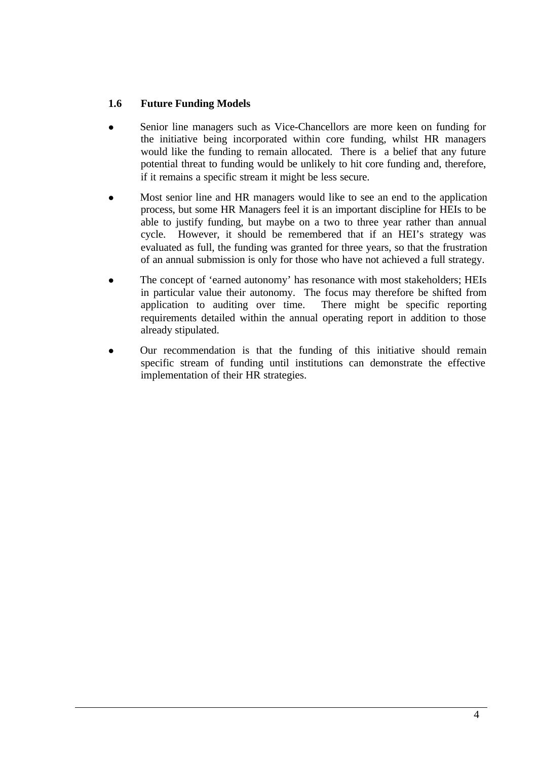### 1.6 Future Funding Models

- Senior line managers such as Vice-Chancellors are more keen on funding for the initiative being incorporated within core funding, whilst HR managers would like the funding to remain allocated. There is a belief that any future potential threat to funding would be unlikely to hit core funding and, therefore, if it remains a specific stream it might be less secure.
- Most senior line and HR managers would like to see an end to the application process, but some HR Managers feel it is an important discipline for HEIs to be able to justify funding, but maybe on a two to three year rather than annual cycle. However, it should be remembered that if an HEI's strategy was evaluated as full, the funding was granted for three years, so that the frustration of an annual submission is only for those who have not achieved a full strategy.
- The concept of 'earned autonomy' has resonance with most stakeholders; HEIs in particular value their autonomy. The focus may therefore be shifted from application to auditing over time. There might be specific reporting requirements detailed within the annual operating report in addition to those already stipulated.
- Our recommendation is that the funding of this initiative should remain specific stream of funding until institutions can demonstrate the effective implementation of their HR strategies.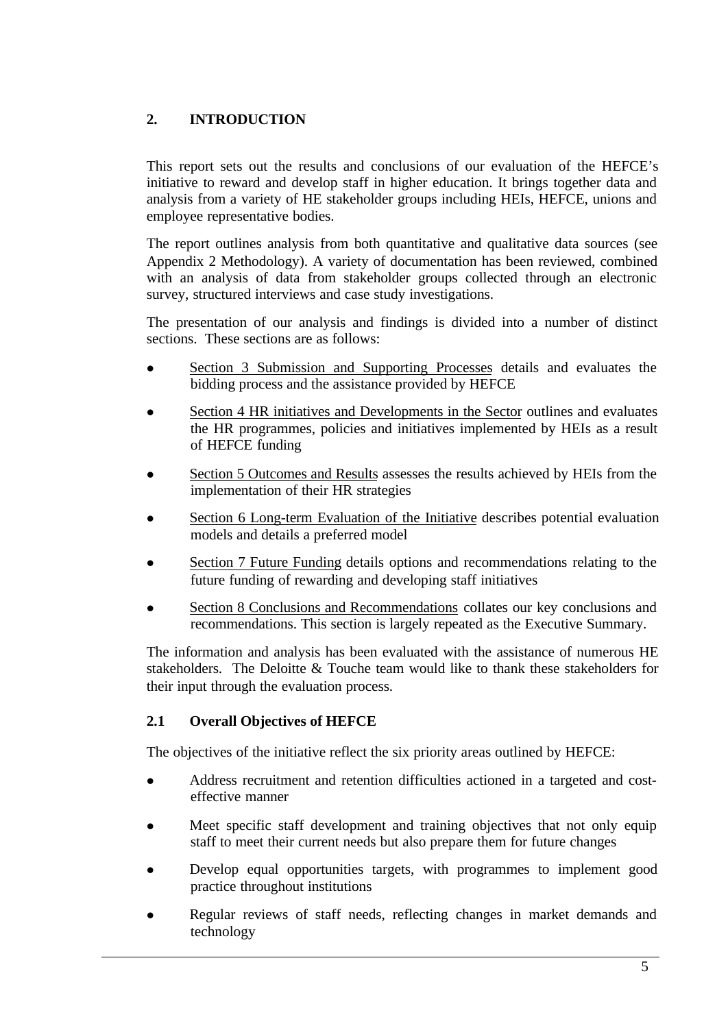## 2. INTRODUCTION

This report sets out the results and conclusions of our evaluation of the HEFCE's initiative to reward and develop staff in higher education. It brings together data and analysis from a variety of HE stakeholder groups including HEIs, HEFCE, unions and employee representative bodies.

The report outlines analysis from both quantitative and qualitative data sources (see Appendix 2 Methodology). A variety of documentation has been reviewed, combined with an analysis of data from stakeholder groups collected through an electronic survey, structured interviews and case study investigations.

The presentation of our analysis and findings is divided into a number of distinct sections. These sections are as follows:

- Section 3 Submission and Supporting Processes details and evaluates the bidding process and the assistance provided by HEFCE
- Section 4 HR initiatives and Developments in the Sector outlines and evaluates the HR programmes, policies and initiatives implemented by HEIs as a result of HEFCE funding
- Section 5 Outcomes and Results assesses the results achieved by HEIs from the implementation of their HR strategies
- Section 6 Long-term Evaluation of the Initiative describes potential evaluation models and details a preferred model
- Section 7 Future Funding details options and recommendations relating to the future funding of rewarding and developing staff initiatives
- Section 8 Conclusions and Recommendations collates our key conclusions and recommendations. This section is largely repeated as the Executive Summary.

The information and analysis has been evaluated with the assistance of numerous HE stakeholders. The Deloitte & Touche team would like to thank these stakeholders for their input through the evaluation process.

### 2.1 Overall Objectives of HEFCE

The objectives of the initiative reflect the six priority areas outlined by HEFCE:

- Address recruitment and retention difficulties actioned in a targeted and cost-effective manner
- Meet specific staff development and training objectives that not only equip staff to meet their current needs but also prepare them for future changes
- Develop equal opportunities targets, with programmes to implement good practice throughout institutions
- Regular reviews of staff needs, reflecting changes in market demands and technology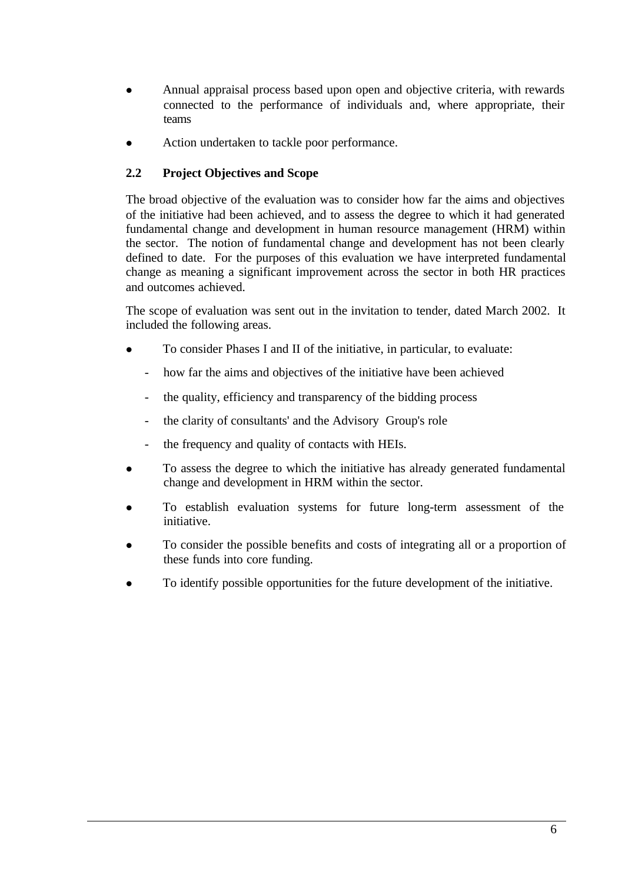- Annual appraisal process based upon open and objective criteria, with rewards connected to the performance of individuals and, where appropriate, their teams
- Action undertaken to tackle poor performance.

## 2.2 Project Objectives and Scope

The broad objective of the evaluation was to consider how far the aims and objectives of the initiative had been achieved, and to assess the degree to which it had generated fundamental change and development in human resource management (HRM) within the sector. The notion of fundamental change and development has not been clearly defined to date. For the purposes of this evaluation we have interpreted fundamental change as meaning a significant improvement across the sector in both HR practices and outcomes achieved.

The scope of evaluation was sent out in the invitation to tender, dated March 2002. It included the following areas.

- To consider Phases I and II of the initiative, in particular, to evaluate:
  - how far the aims and objectives of the initiative have been achieved
  - the quality, efficiency and transparency of the bidding process
  - the clarity of consultants' and the Advisory Group's role
  - the frequency and quality of contacts with HEIs.
- To assess the degree to which the initiative has already generated fundamental change and development in HRM within the sector.
- To establish evaluation systems for future long-term assessment of the initiative.
- To consider the possible benefits and costs of integrating all or a proportion of these funds into core funding.
- To identify possible opportunities for the future development of the initiative.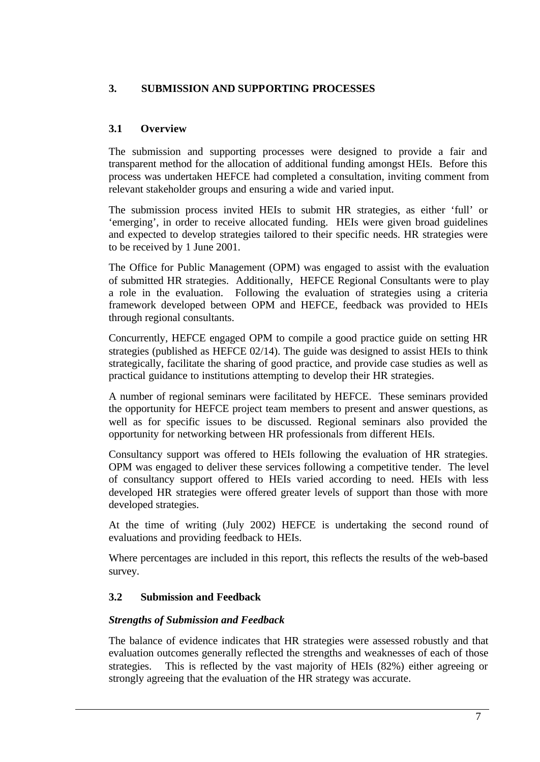## 3. SUBMISSION AND SUPPORTING PROCESSES

### 3.1 Overview

The submission and supporting processes were designed to provide a fair and transparent method for the allocation of additional funding amongst HEIs. Before this process was undertaken HEFCE had completed a consultation, inviting comment from relevant stakeholder groups and ensuring a wide and varied input.

The submission process invited HEIs to submit HR strategies, as either 'full' or 'emerging', in order to receive allocated funding. HEIs were given broad guidelines and expected to develop strategies tailored to their specific needs. HR strategies were to be received by 1 June 2001.

The Office for Public Management (OPM) was engaged to assist with the evaluation of submitted HR strategies. Additionally, HEFCE Regional Consultants were to play a role in the evaluation. Following the evaluation of strategies using a criteria framework developed between OPM and HEFCE, feedback was provided to HEIs through regional consultants.

Concurrently, HEFCE engaged OPM to compile a good practice guide on setting HR strategies (published as HEFCE 02/14). The guide was designed to assist HEIs to think strategically, facilitate the sharing of good practice, and provide case studies as well as practical guidance to institutions attempting to develop their HR strategies.

A number of regional seminars were facilitated by HEFCE. These seminars provided the opportunity for HEFCE project team members to present and answer questions, as well as for specific issues to be discussed. Regional seminars also provided the opportunity for networking between HR professionals from different HEIs.

Consultancy support was offered to HEIs following the evaluation of HR strategies. OPM was engaged to deliver these services following a competitive tender. The level of consultancy support offered to HEIs varied according to need. HEIs with less developed HR strategies were offered greater levels of support than those with more developed strategies.

At the time of writing (July 2002) HEFCE is undertaking the second round of evaluations and providing feedback to HEIs.

Where percentages are included in this report, this reflects the results of the web-based survey.

### 3.2 Submission and Feedback

***Strengths of Submission and Feedback***

The balance of evidence indicates that HR strategies were assessed robustly and that evaluation outcomes generally reflected the strengths and weaknesses of each of those strategies. This is reflected by the vast majority of HEIs (82%) either agreeing or strongly agreeing that the evaluation of the HR strategy was accurate.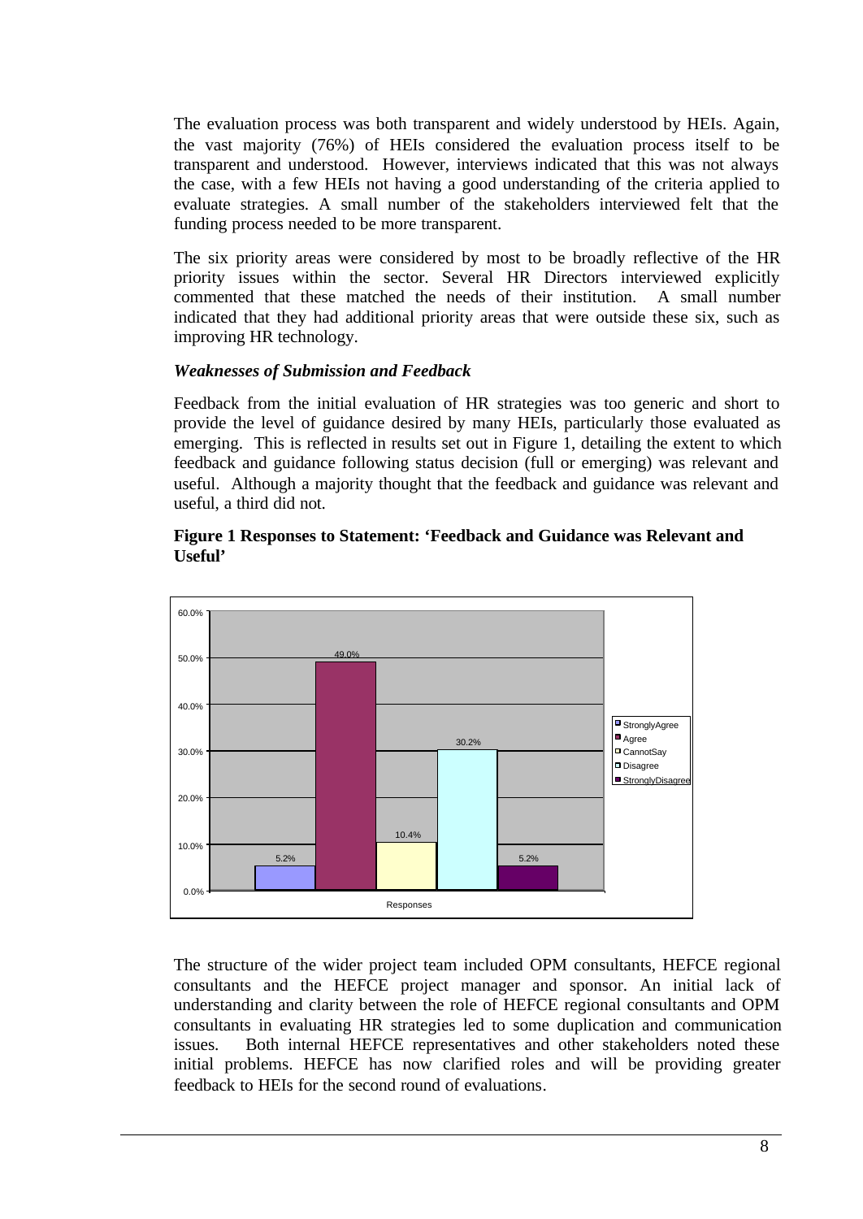The evaluation process was both transparent and widely understood by HEIs. Again, the vast majority (76%) of HEIs considered the evaluation process itself to be transparent and understood. However, interviews indicated that this was not always the case, with a few HEIs not having a good understanding of the criteria applied to evaluate strategies. A small number of the stakeholders interviewed felt that the funding process needed to be more transparent.

The six priority areas were considered by most to be broadly reflective of the HR priority issues within the sector. Several HR Directors interviewed explicitly commented that these matched the needs of their institution. A small number indicated that they had additional priority areas that were outside these six, such as improving HR technology.

### *Weaknesses of Submission and Feedback*

Feedback from the initial evaluation of HR strategies was too generic and short to provide the level of guidance desired by many HEIs, particularly those evaluated as emerging. This is reflected in results set out in Figure 1, detailing the extent to which feedback and guidance following status decision (full or emerging) was relevant and useful. Although a majority thought that the feedback and guidance was relevant and useful, a third did not.

**Figure 1 Responses to Statement: 'Feedback and Guidance was Relevant and Useful'**

| Responses | Percentage |
|---|---|
| StronglyAgree | 5.2% |
| Agree | 49.0% |
| CannotSay | 10.4% |
| Disagree | 30.2% |
| StronglyDisagree | 5.2% |

The structure of the wider project team included OPM consultants, HEFCE regional consultants and the HEFCE project manager and sponsor. An initial lack of understanding and clarity between the role of HEFCE regional consultants and OPM consultants in evaluating HR strategies led to some duplication and communication issues. Both internal HEFCE representatives and other stakeholders noted these initial problems. HEFCE has now clarified roles and will be providing greater feedback to HEIs for the second round of evaluations.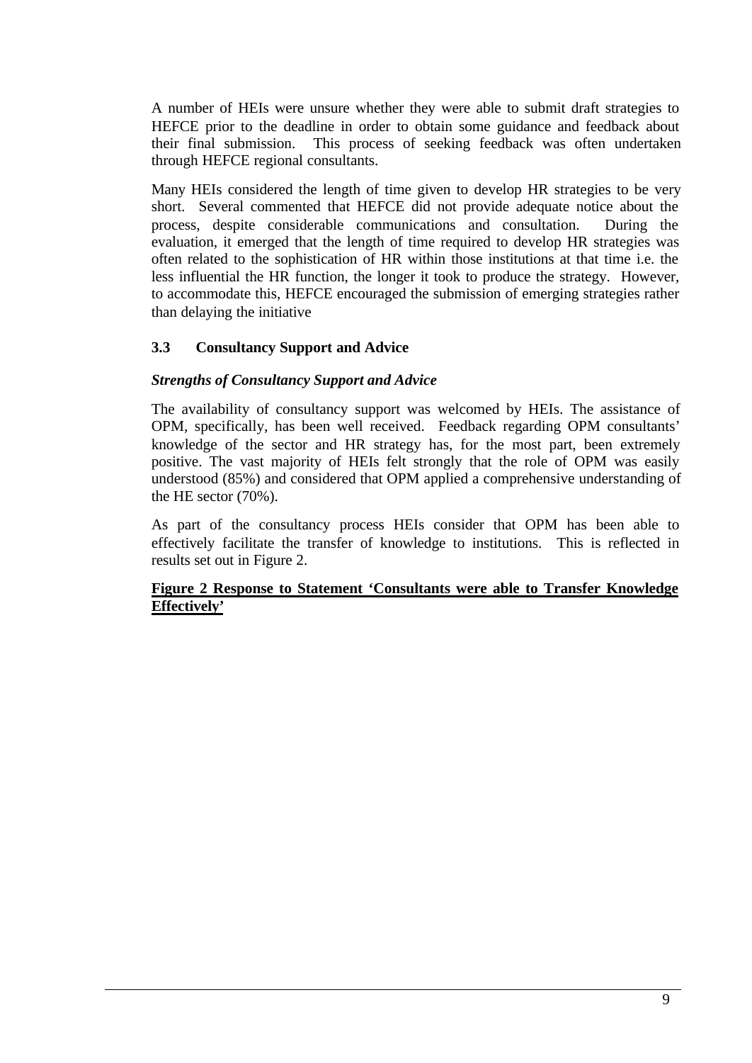A number of HEIs were unsure whether they were able to submit draft strategies to HEFCE prior to the deadline in order to obtain some guidance and feedback about their final submission. This process of seeking feedback was often undertaken through HEFCE regional consultants.

Many HEIs considered the length of time given to develop HR strategies to be very short. Several commented that HEFCE did not provide adequate notice about the process, despite considerable communications and consultation. During the evaluation, it emerged that the length of time required to develop HR strategies was often related to the sophistication of HR within those institutions at that time i.e. the less influential the HR function, the longer it took to produce the strategy. However, to accommodate this, HEFCE encouraged the submission of emerging strategies rather than delaying the initiative

### 3.3 Consultancy Support and Advice

***Strengths of Consultancy Support and Advice***

The availability of consultancy support was welcomed by HEIs. The assistance of OPM, specifically, has been well received. Feedback regarding OPM consultants' knowledge of the sector and HR strategy has, for the most part, been extremely positive. The vast majority of HEIs felt strongly that the role of OPM was easily understood (85%) and considered that OPM applied a comprehensive understanding of the HE sector (70%).

As part of the consultancy process HEIs consider that OPM has been able to effectively facilitate the transfer of knowledge to institutions. This is reflected in results set out in Figure 2.

**Figure 2 Response to Statement 'Consultants were able to Transfer Knowledge Effectively'**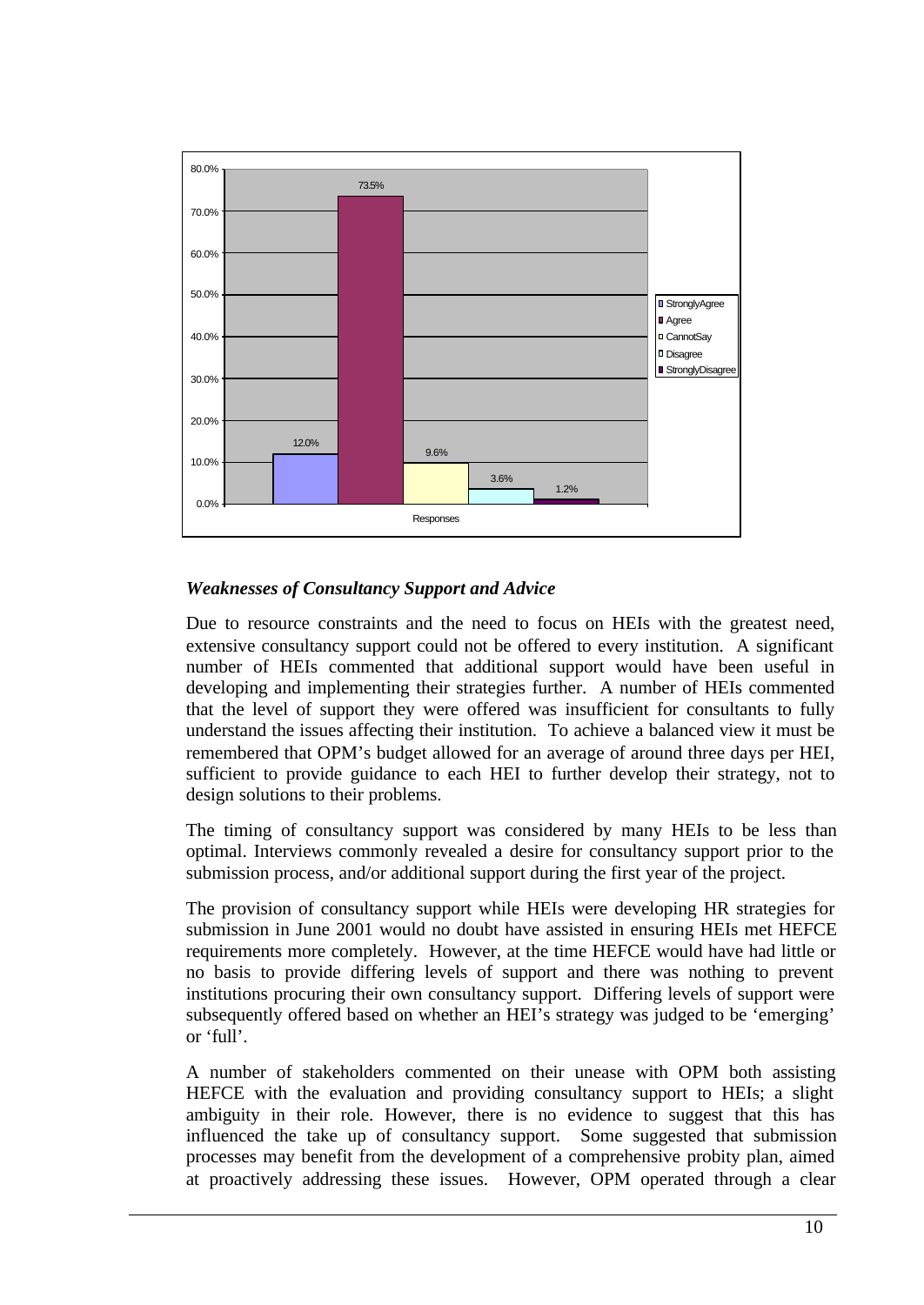| Responses | Percentage |
|---|---|
| StronglyAgree | 12.0% |
| Agree | 73.5% |
| CannotSay | 9.6% |
| Disagree | 3.6% |
| StronglyDisagree | 1.2% |

### *Weaknesses of Consultancy Support and Advice*

Due to resource constraints and the need to focus on HEIs with the greatest need, extensive consultancy support could not be offered to every institution. A significant number of HEIs commented that additional support would have been useful in developing and implementing their strategies further. A number of HEIs commented that the level of support they were offered was insufficient for consultants to fully understand the issues affecting their institution. To achieve a balanced view it must be remembered that OPM's budget allowed for an average of around three days per HEI, sufficient to provide guidance to each HEI to further develop their strategy, not to design solutions to their problems.

The timing of consultancy support was considered by many HEIs to be less than optimal. Interviews commonly revealed a desire for consultancy support prior to the submission process, and/or additional support during the first year of the project.

The provision of consultancy support while HEIs were developing HR strategies for submission in June 2001 would no doubt have assisted in ensuring HEIs met HEFCE requirements more completely. However, at the time HEFCE would have had little or no basis to provide differing levels of support and there was nothing to prevent institutions procuring their own consultancy support. Differing levels of support were subsequently offered based on whether an HEI's strategy was judged to be 'emerging' or 'full'.

A number of stakeholders commented on their unease with OPM both assisting HEFCE with the evaluation and providing consultancy support to HEIs; a slight ambiguity in their role. However, there is no evidence to suggest that this has influenced the take up of consultancy support. Some suggested that submission processes may benefit from the development of a comprehensive probity plan, aimed at proactively addressing these issues. However, OPM operated through a clear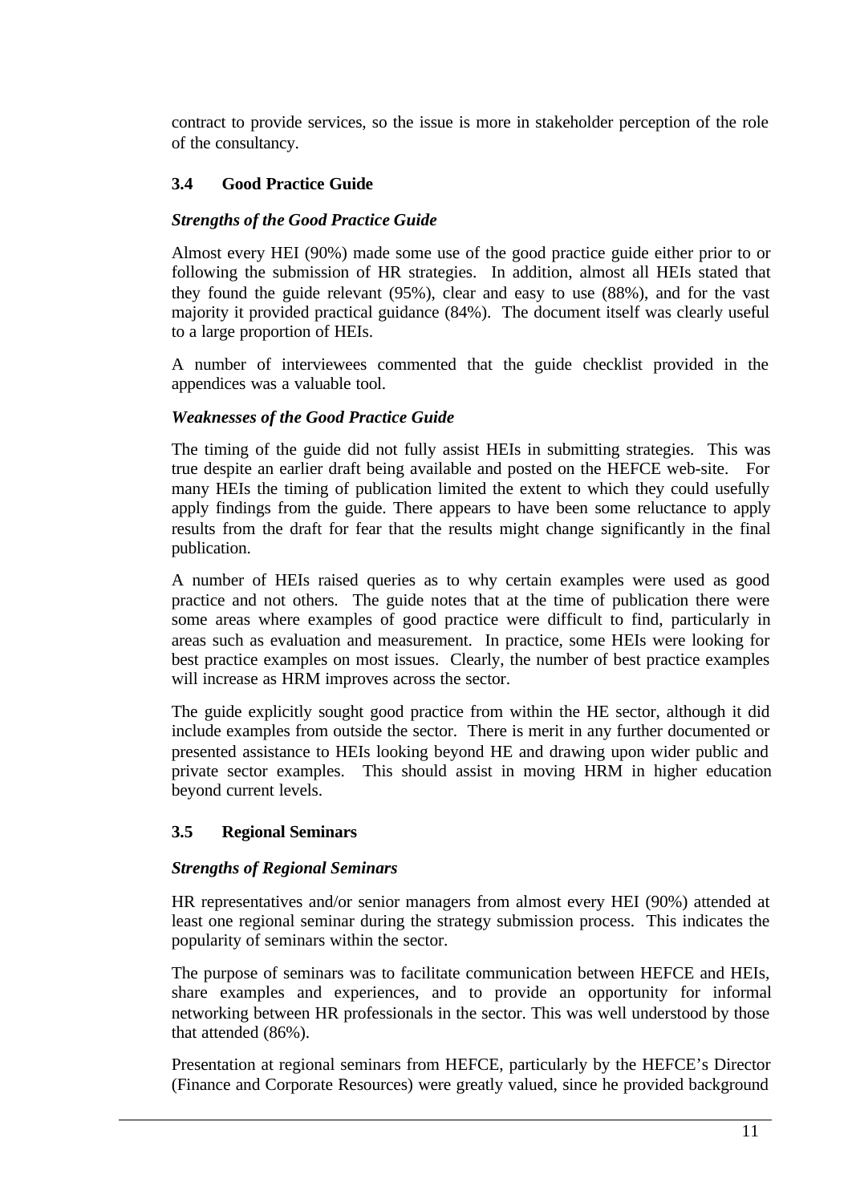contract to provide services, so the issue is more in stakeholder perception of the role of the consultancy.

### 3.4 Good Practice Guide

***Strengths of the Good Practice Guide***

Almost every HEI (90%) made some use of the good practice guide either prior to or following the submission of HR strategies. In addition, almost all HEIs stated that they found the guide relevant (95%), clear and easy to use (88%), and for the vast majority it provided practical guidance (84%). The document itself was clearly useful to a large proportion of HEIs.

A number of interviewees commented that the guide checklist provided in the appendices was a valuable tool.

***Weaknesses of the Good Practice Guide***

The timing of the guide did not fully assist HEIs in submitting strategies. This was true despite an earlier draft being available and posted on the HEFCE web-site. For many HEIs the timing of publication limited the extent to which they could usefully apply findings from the guide. There appears to have been some reluctance to apply results from the draft for fear that the results might change significantly in the final publication.

A number of HEIs raised queries as to why certain examples were used as good practice and not others. The guide notes that at the time of publication there were some areas where examples of good practice were difficult to find, particularly in areas such as evaluation and measurement. In practice, some HEIs were looking for best practice examples on most issues. Clearly, the number of best practice examples will increase as HRM improves across the sector.

The guide explicitly sought good practice from within the HE sector, although it did include examples from outside the sector. There is merit in any further documented or presented assistance to HEIs looking beyond HE and drawing upon wider public and private sector examples. This should assist in moving HRM in higher education beyond current levels.

### 3.5 Regional Seminars

***Strengths of Regional Seminars***

HR representatives and/or senior managers from almost every HEI (90%) attended at least one regional seminar during the strategy submission process. This indicates the popularity of seminars within the sector.

The purpose of seminars was to facilitate communication between HEFCE and HEIs, share examples and experiences, and to provide an opportunity for informal networking between HR professionals in the sector. This was well understood by those that attended (86%).

Presentation at regional seminars from HEFCE, particularly by the HEFCE's Director (Finance and Corporate Resources) were greatly valued, since he provided background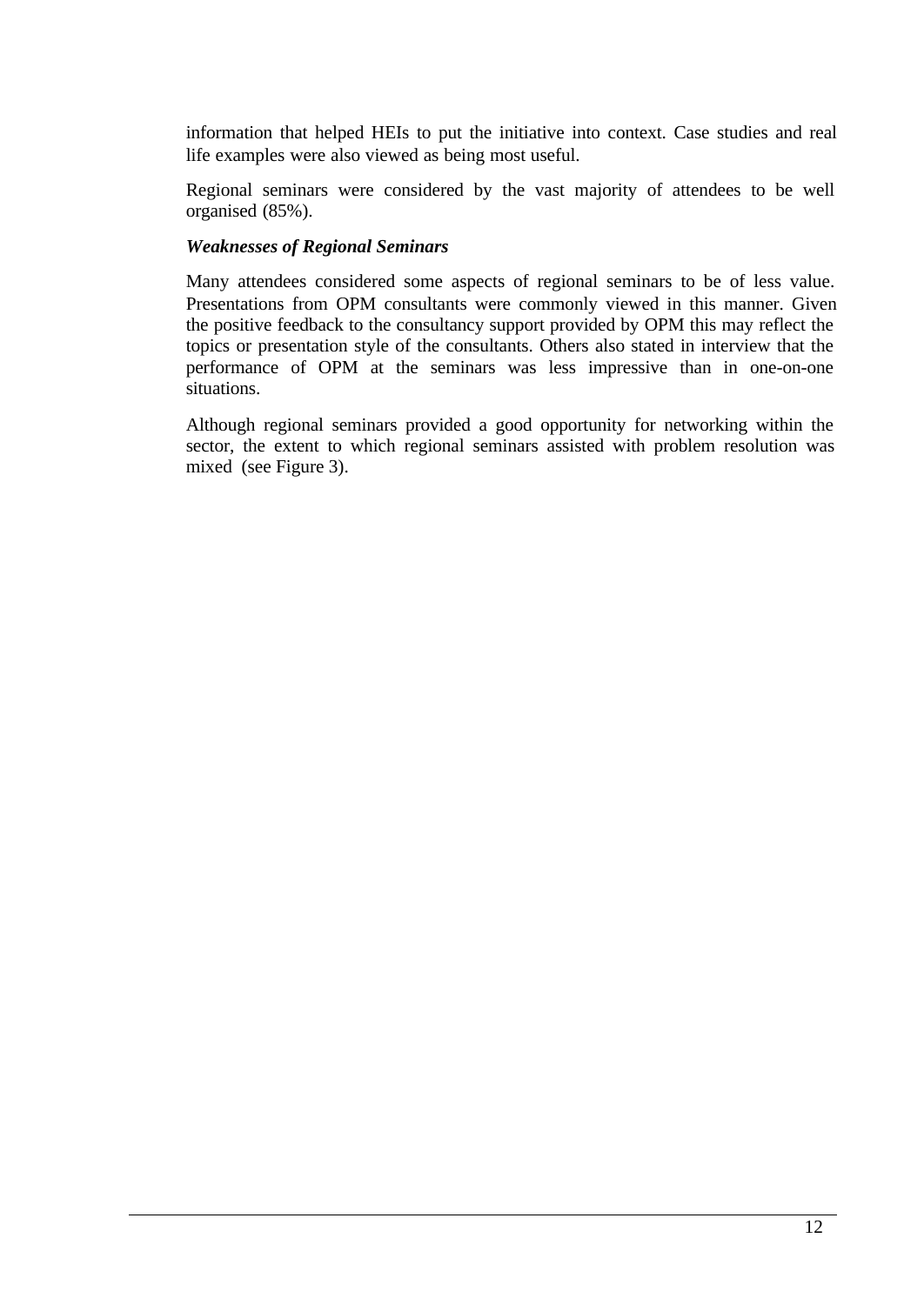information that helped HEIs to put the initiative into context. Case studies and real life examples were also viewed as being most useful.

Regional seminars were considered by the vast majority of attendees to be well organised (85%).

***Weaknesses of Regional Seminars***

Many attendees considered some aspects of regional seminars to be of less value. Presentations from OPM consultants were commonly viewed in this manner. Given the positive feedback to the consultancy support provided by OPM this may reflect the topics or presentation style of the consultants. Others also stated in interview that the performance of OPM at the seminars was less impressive than in one-on-one situations.

Although regional seminars provided a good opportunity for networking within the sector, the extent to which regional seminars assisted with problem resolution was mixed (see Figure 3).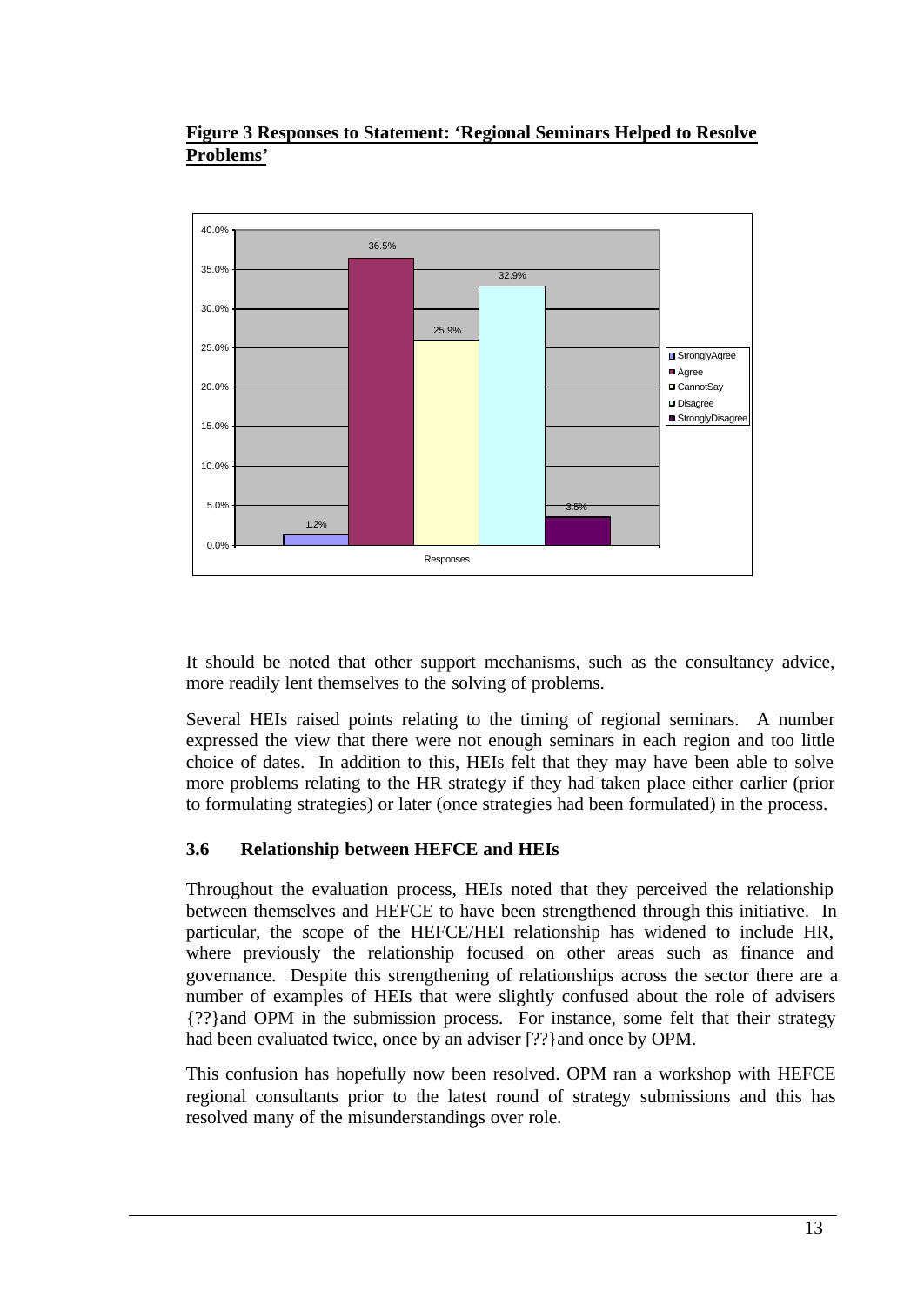**Figure 3 Responses to Statement: 'Regional Seminars Helped to Resolve Problems'**

| Response | Percentage |
| --- | --- |
| StronglyAgree | 1.2% |
| Agree | 36.5% |
| CannotSay | 25.9% |
| Disagree | 32.9% |
| StronglyDisagree | 3.5% |

It should be noted that other support mechanisms, such as the consultancy advice, more readily lent themselves to the solving of problems.

Several HEIs raised points relating to the timing of regional seminars. A number expressed the view that there were not enough seminars in each region and too little choice of dates. In addition to this, HEIs felt that they may have been able to solve more problems relating to the HR strategy if they had taken place either earlier (prior to formulating strategies) or later (once strategies had been formulated) in the process.

### 3.6 Relationship between HEFCE and HEIs

Throughout the evaluation process, HEIs noted that they perceived the relationship between themselves and HEFCE to have been strengthened through this initiative. In particular, the scope of the HEFCE/HEI relationship has widened to include HR, where previously the relationship focused on other areas such as finance and governance. Despite this strengthening of relationships across the sector there are a number of examples of HEIs that were slightly confused about the role of advisers {??}and OPM in the submission process. For instance, some felt that their strategy had been evaluated twice, once by an adviser [??}and once by OPM.

This confusion has hopefully now been resolved. OPM ran a workshop with HEFCE regional consultants prior to the latest round of strategy submissions and this has resolved many of the misunderstandings over role.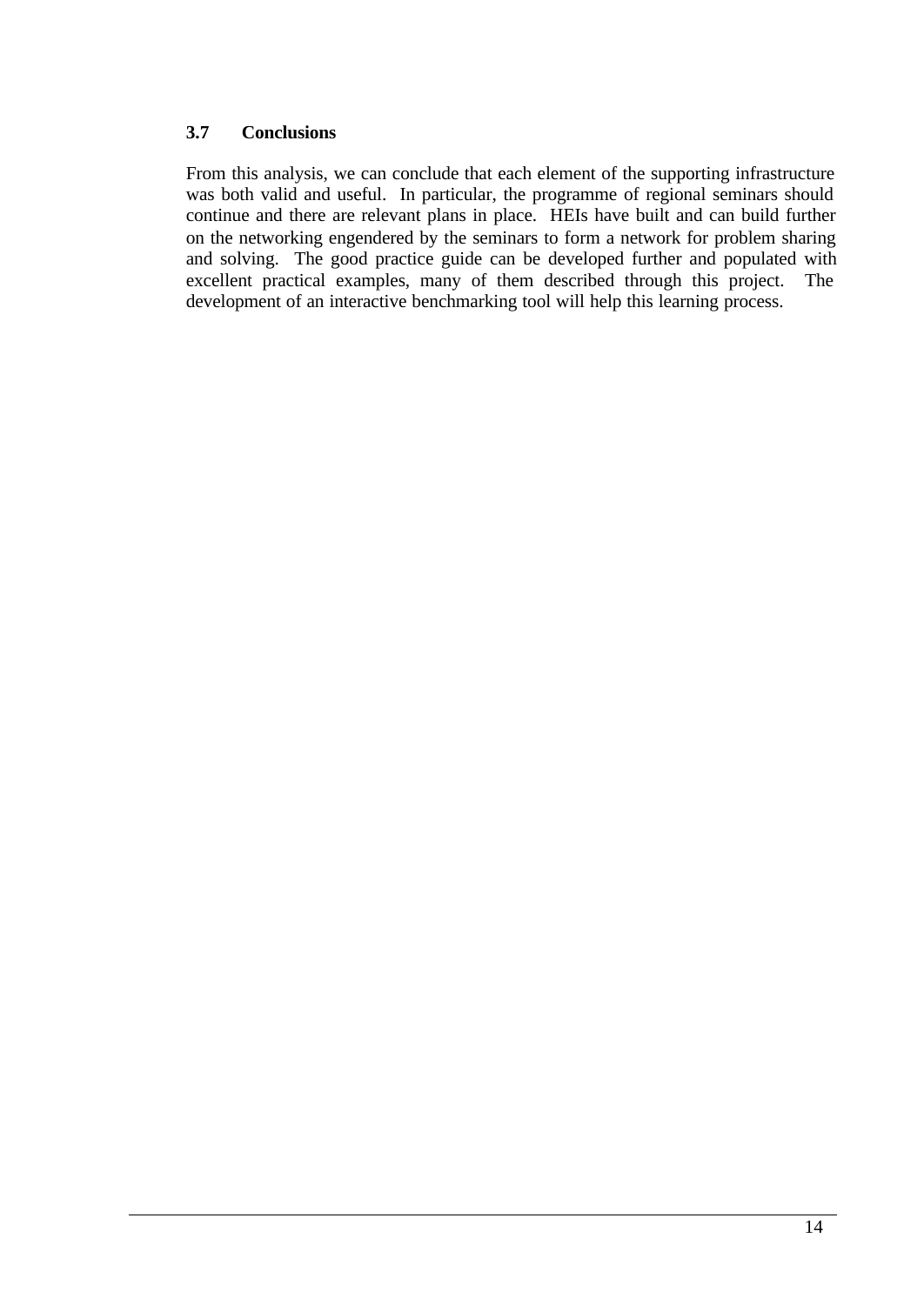### 3.7 Conclusions

From this analysis, we can conclude that each element of the supporting infrastructure was both valid and useful. In particular, the programme of regional seminars should continue and there are relevant plans in place. HEIs have built and can build further on the networking engendered by the seminars to form a network for problem sharing and solving. The good practice guide can be developed further and populated with excellent practical examples, many of them described through this project. The development of an interactive benchmarking tool will help this learning process.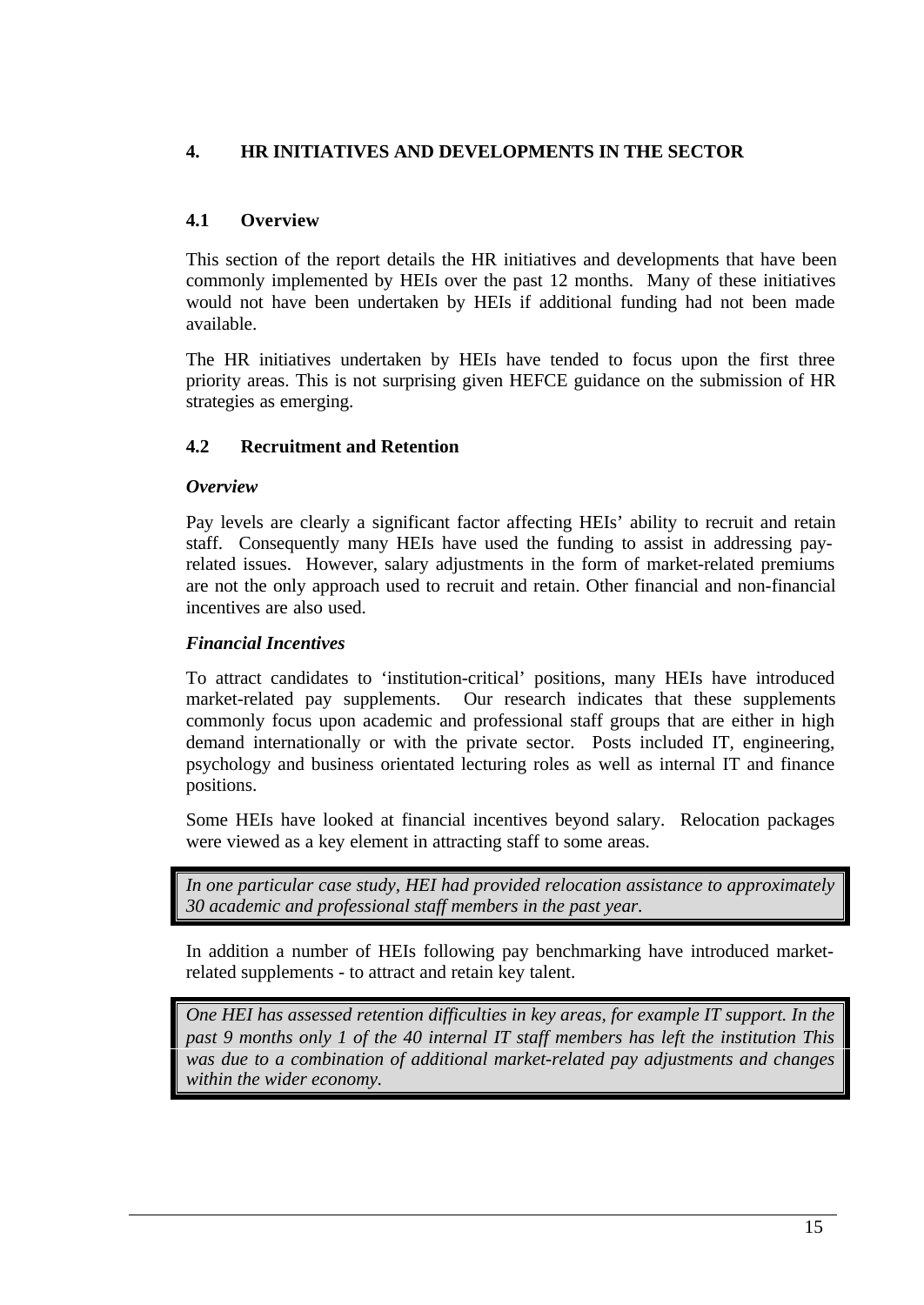## 4. HR INITIATIVES AND DEVELOPMENTS IN THE SECTOR

### 4.1 Overview

This section of the report details the HR initiatives and developments that have been commonly implemented by HEIs over the past 12 months. Many of these initiatives would not have been undertaken by HEIs if additional funding had not been made available.

The HR initiatives undertaken by HEIs have tended to focus upon the first three priority areas. This is not surprising given HEFCE guidance on the submission of HR strategies as emerging.

### 4.2 Recruitment and Retention

***Overview***

Pay levels are clearly a significant factor affecting HEIs' ability to recruit and retain staff. Consequently many HEIs have used the funding to assist in addressing pay-related issues. However, salary adjustments in the form of market-related premiums are not the only approach used to recruit and retain. Other financial and non-financial incentives are also used.

***Financial Incentives***

To attract candidates to 'institution-critical' positions, many HEIs have introduced market-related pay supplements. Our research indicates that these supplements commonly focus upon academic and professional staff groups that are either in high demand internationally or with the private sector. Posts included IT, engineering, psychology and business orientated lecturing roles as well as internal IT and finance positions.

Some HEIs have looked at financial incentives beyond salary. Relocation packages were viewed as a key element in attracting staff to some areas.

> *In one particular case study, HEI had provided relocation assistance to approximately 30 academic and professional staff members in the past year.*

In addition a number of HEIs following pay benchmarking have introduced market-related supplements - to attract and retain key talent.

> *One HEI has assessed retention difficulties in key areas, for example IT support. In the past 9 months only 1 of the 40 internal IT staff members has left the institution This was due to a combination of additional market-related pay adjustments and changes within the wider economy.*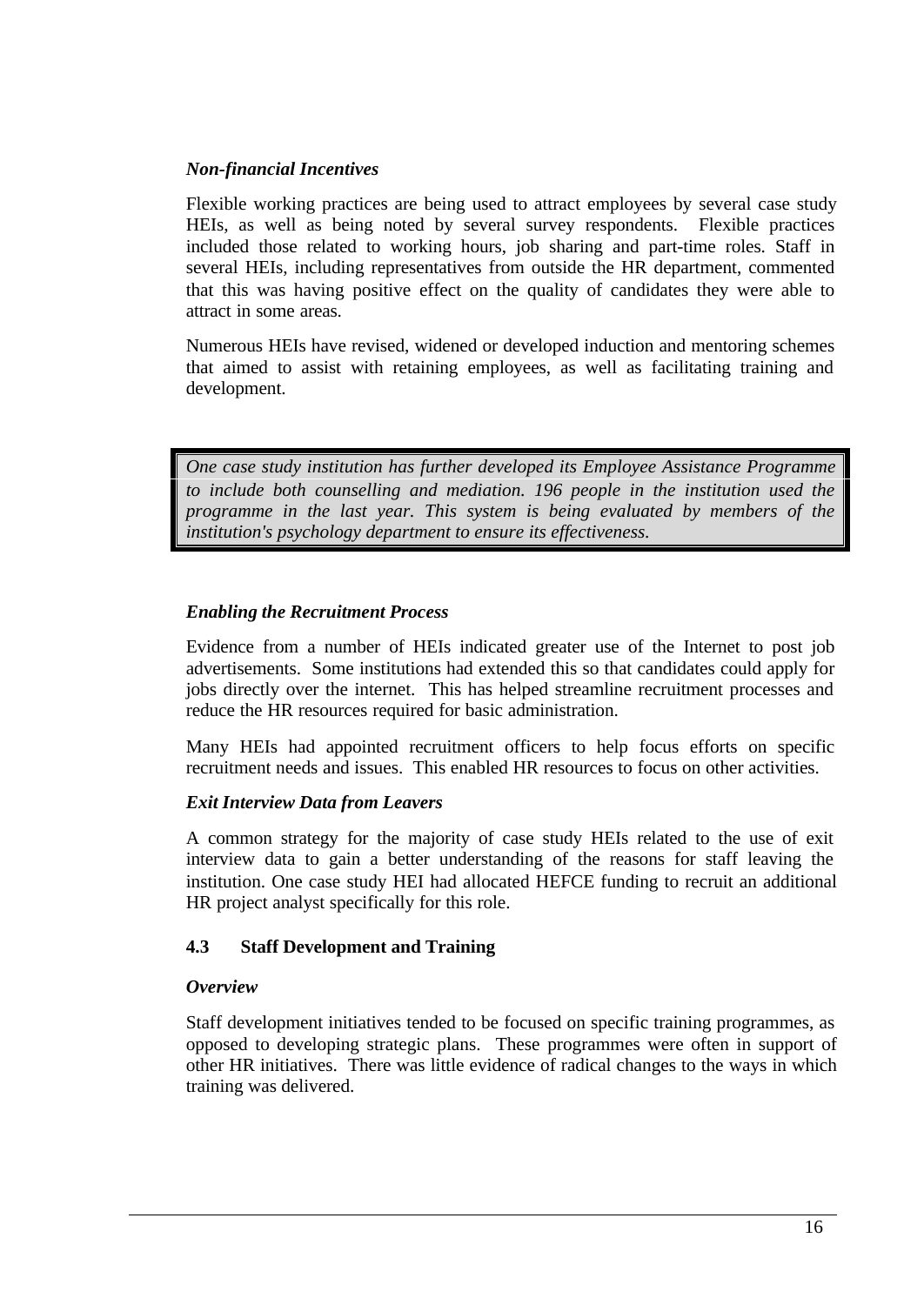### *Non-financial Incentives*

Flexible working practices are being used to attract employees by several case study HEIs, as well as being noted by several survey respondents. Flexible practices included those related to working hours, job sharing and part-time roles. Staff in several HEIs, including representatives from outside the HR department, commented that this was having positive effect on the quality of candidates they were able to attract in some areas.

Numerous HEIs have revised, widened or developed induction and mentoring schemes that aimed to assist with retaining employees, as well as facilitating training and development.

> *One case study institution has further developed its Employee Assistance Programme to include both counselling and mediation. 196 people in the institution used the programme in the last year. This system is being evaluated by members of the institution's psychology department to ensure its effectiveness.*

### *Enabling the Recruitment Process*

Evidence from a number of HEIs indicated greater use of the Internet to post job advertisements. Some institutions had extended this so that candidates could apply for jobs directly over the internet. This has helped streamline recruitment processes and reduce the HR resources required for basic administration.

Many HEIs had appointed recruitment officers to help focus efforts on specific recruitment needs and issues. This enabled HR resources to focus on other activities.

### *Exit Interview Data from Leavers*

A common strategy for the majority of case study HEIs related to the use of exit interview data to gain a better understanding of the reasons for staff leaving the institution. One case study HEI had allocated HEFCE funding to recruit an additional HR project analyst specifically for this role.

## 4.3 Staff Development and Training

### *Overview*

Staff development initiatives tended to be focused on specific training programmes, as opposed to developing strategic plans. These programmes were often in support of other HR initiatives. There was little evidence of radical changes to the ways in which training was delivered.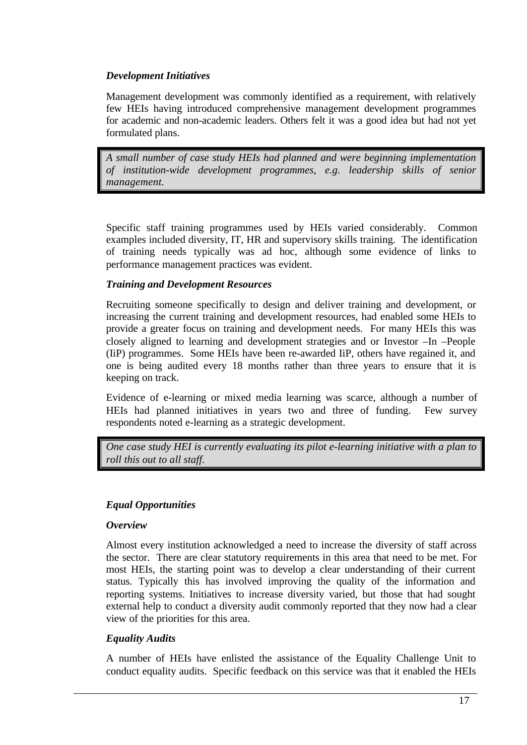***Development Initiatives***

Management development was commonly identified as a requirement, with relatively few HEIs having introduced comprehensive management development programmes for academic and non-academic leaders. Others felt it was a good idea but had not yet formulated plans.

> *A small number of case study HEIs had planned and were beginning implementation of institution-wide development programmes, e.g. leadership skills of senior management.*

Specific staff training programmes used by HEIs varied considerably. Common examples included diversity, IT, HR and supervisory skills training. The identification of training needs typically was ad hoc, although some evidence of links to performance management practices was evident.

***Training and Development Resources***

Recruiting someone specifically to design and deliver training and development, or increasing the current training and development resources, had enabled some HEIs to provide a greater focus on training and development needs. For many HEIs this was closely aligned to learning and development strategies and or Investor –In –People (IiP) programmes. Some HEIs have been re-awarded IiP, others have regained it, and one is being audited every 18 months rather than three years to ensure that it is keeping on track.

Evidence of e-learning or mixed media learning was scarce, although a number of HEIs had planned initiatives in years two and three of funding. Few survey respondents noted e-learning as a strategic development.

> *One case study HEI is currently evaluating its pilot e-learning initiative with a plan to roll this out to all staff.*

***Equal Opportunities***

***Overview***

Almost every institution acknowledged a need to increase the diversity of staff across the sector. There are clear statutory requirements in this area that need to be met. For most HEIs, the starting point was to develop a clear understanding of their current status. Typically this has involved improving the quality of the information and reporting systems. Initiatives to increase diversity varied, but those that had sought external help to conduct a diversity audit commonly reported that they now had a clear view of the priorities for this area.

***Equality Audits***

A number of HEIs have enlisted the assistance of the Equality Challenge Unit to conduct equality audits. Specific feedback on this service was that it enabled the HEIs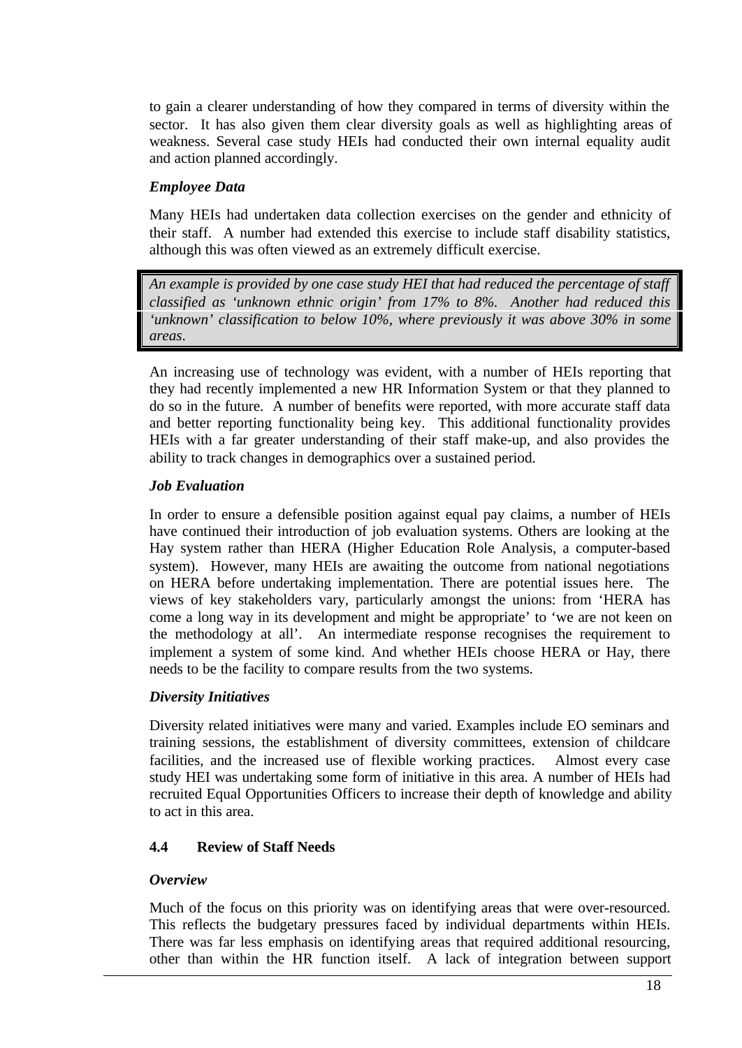to gain a clearer understanding of how they compared in terms of diversity within the sector. It has also given them clear diversity goals as well as highlighting areas of weakness. Several case study HEIs had conducted their own internal equality audit and action planned accordingly.

***Employee Data***

Many HEIs had undertaken data collection exercises on the gender and ethnicity of their staff. A number had extended this exercise to include staff disability statistics, although this was often viewed as an extremely difficult exercise.

> *An example is provided by one case study HEI that had reduced the percentage of staff classified as 'unknown ethnic origin' from 17% to 8%. Another had reduced this 'unknown' classification to below 10%, where previously it was above 30% in some areas.*

An increasing use of technology was evident, with a number of HEIs reporting that they had recently implemented a new HR Information System or that they planned to do so in the future. A number of benefits were reported, with more accurate staff data and better reporting functionality being key. This additional functionality provides HEIs with a far greater understanding of their staff make-up, and also provides the ability to track changes in demographics over a sustained period.

***Job Evaluation***

In order to ensure a defensible position against equal pay claims, a number of HEIs have continued their introduction of job evaluation systems. Others are looking at the Hay system rather than HERA (Higher Education Role Analysis, a computer-based system). However, many HEIs are awaiting the outcome from national negotiations on HERA before undertaking implementation. There are potential issues here. The views of key stakeholders vary, particularly amongst the unions: from 'HERA has come a long way in its development and might be appropriate' to 'we are not keen on the methodology at all'. An intermediate response recognises the requirement to implement a system of some kind. And whether HEIs choose HERA or Hay, there needs to be the facility to compare results from the two systems.

***Diversity Initiatives***

Diversity related initiatives were many and varied. Examples include EO seminars and training sessions, the establishment of diversity committees, extension of childcare facilities, and the increased use of flexible working practices. Almost every case study HEI was undertaking some form of initiative in this area. A number of HEIs had recruited Equal Opportunities Officers to increase their depth of knowledge and ability to act in this area.

### 4.4 Review of Staff Needs

***Overview***

Much of the focus on this priority was on identifying areas that were over-resourced. This reflects the budgetary pressures faced by individual departments within HEIs. There was far less emphasis on identifying areas that required additional resourcing, other than within the HR function itself. A lack of integration between support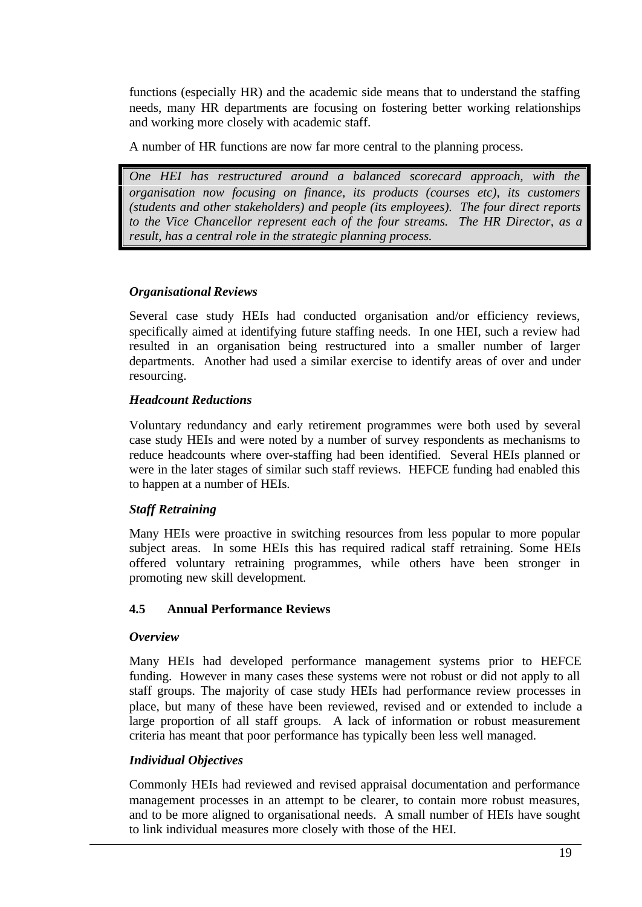functions (especially HR) and the academic side means that to understand the staffing needs, many HR departments are focusing on fostering better working relationships and working more closely with academic staff.

A number of HR functions are now far more central to the planning process.

> *One HEI has restructured around a balanced scorecard approach, with the organisation now focusing on finance, its products (courses etc), its customers (students and other stakeholders) and people (its employees). The four direct reports to the Vice Chancellor represent each of the four streams. The HR Director, as a result, has a central role in the strategic planning process.*

***Organisational Reviews***

Several case study HEIs had conducted organisation and/or efficiency reviews, specifically aimed at identifying future staffing needs. In one HEI, such a review had resulted in an organisation being restructured into a smaller number of larger departments. Another had used a similar exercise to identify areas of over and under resourcing.

***Headcount Reductions***

Voluntary redundancy and early retirement programmes were both used by several case study HEIs and were noted by a number of survey respondents as mechanisms to reduce headcounts where over-staffing had been identified. Several HEIs planned or were in the later stages of similar such staff reviews. HEFCE funding had enabled this to happen at a number of HEIs.

***Staff Retraining***

Many HEIs were proactive in switching resources from less popular to more popular subject areas. In some HEIs this has required radical staff retraining. Some HEIs offered voluntary retraining programmes, while others have been stronger in promoting new skill development.

### 4.5 Annual Performance Reviews

***Overview***

Many HEIs had developed performance management systems prior to HEFCE funding. However in many cases these systems were not robust or did not apply to all staff groups. The majority of case study HEIs had performance review processes in place, but many of these have been reviewed, revised and or extended to include a large proportion of all staff groups. A lack of information or robust measurement criteria has meant that poor performance has typically been less well managed.

***Individual Objectives***

Commonly HEIs had reviewed and revised appraisal documentation and performance management processes in an attempt to be clearer, to contain more robust measures, and to be more aligned to organisational needs. A small number of HEIs have sought to link individual measures more closely with those of the HEI.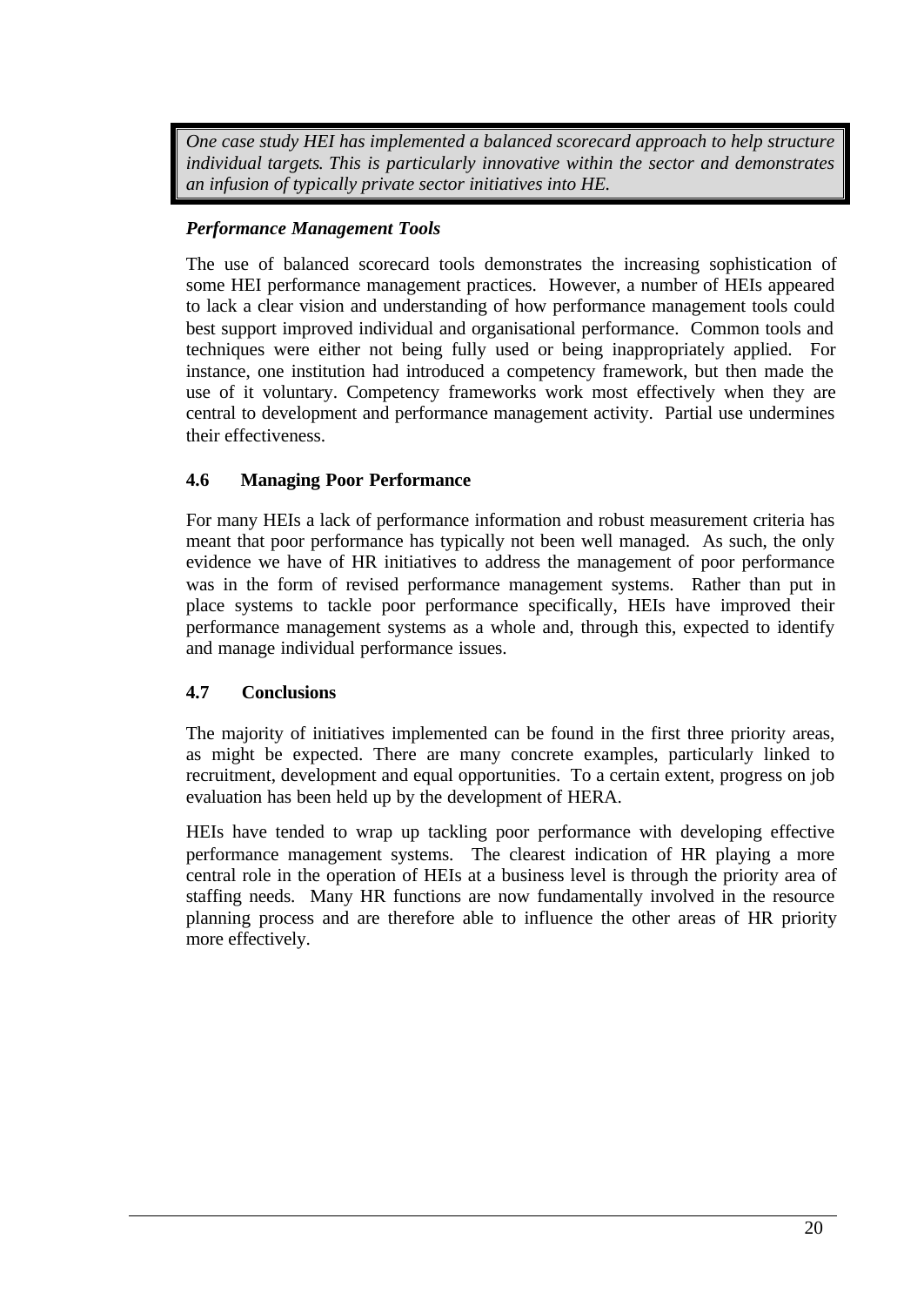*One case study HEI has implemented a balanced scorecard approach to help structure individual targets. This is particularly innovative within the sector and demonstrates an infusion of typically private sector initiatives into HE.*

***Performance Management Tools***

The use of balanced scorecard tools demonstrates the increasing sophistication of some HEI performance management practices. However, a number of HEIs appeared to lack a clear vision and understanding of how performance management tools could best support improved individual and organisational performance. Common tools and techniques were either not being fully used or being inappropriately applied. For instance, one institution had introduced a competency framework, but then made the use of it voluntary. Competency frameworks work most effectively when they are central to development and performance management activity. Partial use undermines their effectiveness.

### 4.6 Managing Poor Performance

For many HEIs a lack of performance information and robust measurement criteria has meant that poor performance has typically not been well managed. As such, the only evidence we have of HR initiatives to address the management of poor performance was in the form of revised performance management systems. Rather than put in place systems to tackle poor performance specifically, HEIs have improved their performance management systems as a whole and, through this, expected to identify and manage individual performance issues.

### 4.7 Conclusions

The majority of initiatives implemented can be found in the first three priority areas, as might be expected. There are many concrete examples, particularly linked to recruitment, development and equal opportunities. To a certain extent, progress on job evaluation has been held up by the development of HERA.

HEIs have tended to wrap up tackling poor performance with developing effective performance management systems. The clearest indication of HR playing a more central role in the operation of HEIs at a business level is through the priority area of staffing needs. Many HR functions are now fundamentally involved in the resource planning process and are therefore able to influence the other areas of HR priority more effectively.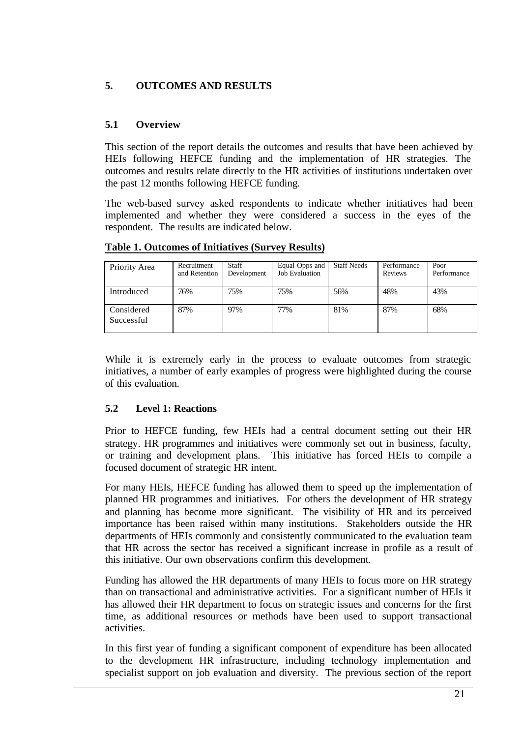## 5. OUTCOMES AND RESULTS

### 5.1 Overview

This section of the report details the outcomes and results that have been achieved by HEIs following HEFCE funding and the implementation of HR strategies. The outcomes and results relate directly to the HR activities of institutions undertaken over the past 12 months following HEFCE funding.

The web-based survey asked respondents to indicate whether initiatives had been implemented and whether they were considered a success in the eyes of the respondent. The results are indicated below.

**Table 1. Outcomes of Initiatives (Survey Results)**

| Priority Area | Recruitment and Retention | Staff Development | Equal Opps and Job Evaluation | Staff Needs | Performance Reviews | Poor Performance |
|---|---|---|---|---|---|---|
| Introduced | 76% | 75% | 75% | 56% | 48% | 43% |
| Considered Successful | 87% | 97% | 77% | 81% | 87% | 68% |

While it is extremely early in the process to evaluate outcomes from strategic initiatives, a number of early examples of progress were highlighted during the course of this evaluation.

### 5.2 Level 1: Reactions

Prior to HEFCE funding, few HEIs had a central document setting out their HR strategy. HR programmes and initiatives were commonly set out in business, faculty, or training and development plans. This initiative has forced HEIs to compile a focused document of strategic HR intent.

For many HEIs, HEFCE funding has allowed them to speed up the implementation of planned HR programmes and initiatives. For others the development of HR strategy and planning has become more significant. The visibility of HR and its perceived importance has been raised within many institutions. Stakeholders outside the HR departments of HEIs commonly and consistently communicated to the evaluation team that HR across the sector has received a significant increase in profile as a result of this initiative. Our own observations confirm this development.

Funding has allowed the HR departments of many HEIs to focus more on HR strategy than on transactional and administrative activities. For a significant number of HEIs it has allowed their HR department to focus on strategic issues and concerns for the first time, as additional resources or methods have been used to support transactional activities.

In this first year of funding a significant component of expenditure has been allocated to the development HR infrastructure, including technology implementation and specialist support on job evaluation and diversity. The previous section of the report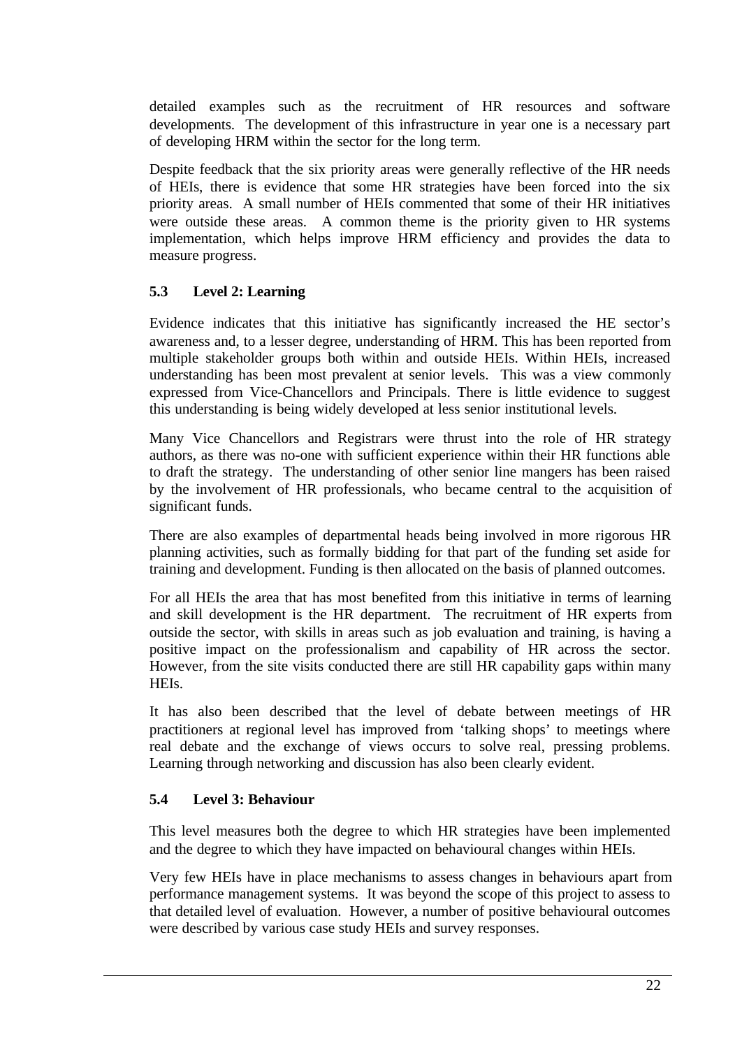detailed examples such as the recruitment of HR resources and software developments. The development of this infrastructure in year one is a necessary part of developing HRM within the sector for the long term.

Despite feedback that the six priority areas were generally reflective of the HR needs of HEIs, there is evidence that some HR strategies have been forced into the six priority areas. A small number of HEIs commented that some of their HR initiatives were outside these areas. A common theme is the priority given to HR systems implementation, which helps improve HRM efficiency and provides the data to measure progress.

### 5.3 Level 2: Learning

Evidence indicates that this initiative has significantly increased the HE sector's awareness and, to a lesser degree, understanding of HRM. This has been reported from multiple stakeholder groups both within and outside HEIs. Within HEIs, increased understanding has been most prevalent at senior levels. This was a view commonly expressed from Vice-Chancellors and Principals. There is little evidence to suggest this understanding is being widely developed at less senior institutional levels.

Many Vice Chancellors and Registrars were thrust into the role of HR strategy authors, as there was no-one with sufficient experience within their HR functions able to draft the strategy. The understanding of other senior line mangers has been raised by the involvement of HR professionals, who became central to the acquisition of significant funds.

There are also examples of departmental heads being involved in more rigorous HR planning activities, such as formally bidding for that part of the funding set aside for training and development. Funding is then allocated on the basis of planned outcomes.

For all HEIs the area that has most benefited from this initiative in terms of learning and skill development is the HR department. The recruitment of HR experts from outside the sector, with skills in areas such as job evaluation and training, is having a positive impact on the professionalism and capability of HR across the sector. However, from the site visits conducted there are still HR capability gaps within many HEIs.

It has also been described that the level of debate between meetings of HR practitioners at regional level has improved from 'talking shops' to meetings where real debate and the exchange of views occurs to solve real, pressing problems. Learning through networking and discussion has also been clearly evident.

### 5.4 Level 3: Behaviour

This level measures both the degree to which HR strategies have been implemented and the degree to which they have impacted on behavioural changes within HEIs.

Very few HEIs have in place mechanisms to assess changes in behaviours apart from performance management systems. It was beyond the scope of this project to assess to that detailed level of evaluation. However, a number of positive behavioural outcomes were described by various case study HEIs and survey responses.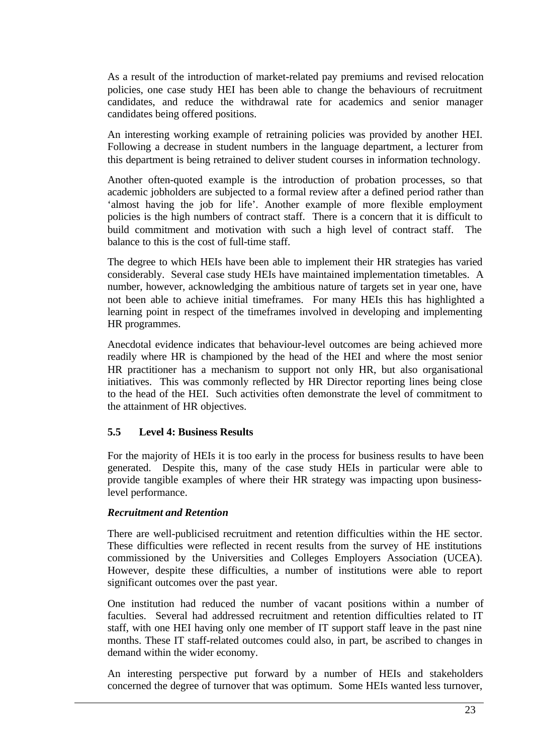As a result of the introduction of market-related pay premiums and revised relocation policies, one case study HEI has been able to change the behaviours of recruitment candidates, and reduce the withdrawal rate for academics and senior manager candidates being offered positions.

An interesting working example of retraining policies was provided by another HEI. Following a decrease in student numbers in the language department, a lecturer from this department is being retrained to deliver student courses in information technology.

Another often-quoted example is the introduction of probation processes, so that academic jobholders are subjected to a formal review after a defined period rather than 'almost having the job for life'. Another example of more flexible employment policies is the high numbers of contract staff. There is a concern that it is difficult to build commitment and motivation with such a high level of contract staff. The balance to this is the cost of full-time staff.

The degree to which HEIs have been able to implement their HR strategies has varied considerably. Several case study HEIs have maintained implementation timetables. A number, however, acknowledging the ambitious nature of targets set in year one, have not been able to achieve initial timeframes. For many HEIs this has highlighted a learning point in respect of the timeframes involved in developing and implementing HR programmes.

Anecdotal evidence indicates that behaviour-level outcomes are being achieved more readily where HR is championed by the head of the HEI and where the most senior HR practitioner has a mechanism to support not only HR, but also organisational initiatives. This was commonly reflected by HR Director reporting lines being close to the head of the HEI. Such activities often demonstrate the level of commitment to the attainment of HR objectives.

### 5.5 Level 4: Business Results

For the majority of HEIs it is too early in the process for business results to have been generated. Despite this, many of the case study HEIs in particular were able to provide tangible examples of where their HR strategy was impacting upon business-level performance.

***Recruitment and Retention***

There are well-publicised recruitment and retention difficulties within the HE sector. These difficulties were reflected in recent results from the survey of HE institutions commissioned by the Universities and Colleges Employers Association (UCEA). However, despite these difficulties, a number of institutions were able to report significant outcomes over the past year.

One institution had reduced the number of vacant positions within a number of faculties. Several had addressed recruitment and retention difficulties related to IT staff, with one HEI having only one member of IT support staff leave in the past nine months. These IT staff-related outcomes could also, in part, be ascribed to changes in demand within the wider economy.

An interesting perspective put forward by a number of HEIs and stakeholders concerned the degree of turnover that was optimum. Some HEIs wanted less turnover,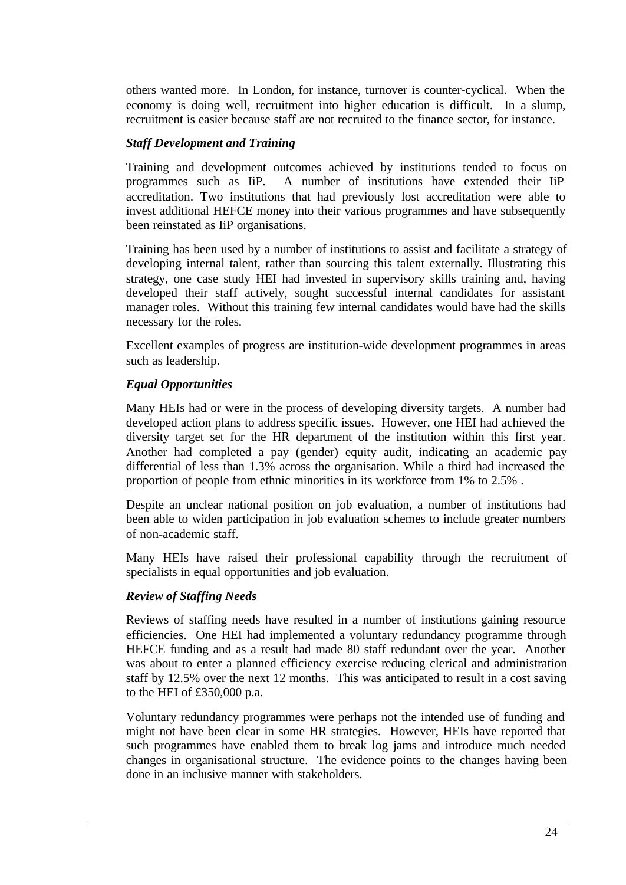others wanted more. In London, for instance, turnover is counter-cyclical. When the economy is doing well, recruitment into higher education is difficult. In a slump, recruitment is easier because staff are not recruited to the finance sector, for instance.

***Staff Development and Training***

Training and development outcomes achieved by institutions tended to focus on programmes such as IiP. A number of institutions have extended their IiP accreditation. Two institutions that had previously lost accreditation were able to invest additional HEFCE money into their various programmes and have subsequently been reinstated as IiP organisations.

Training has been used by a number of institutions to assist and facilitate a strategy of developing internal talent, rather than sourcing this talent externally. Illustrating this strategy, one case study HEI had invested in supervisory skills training and, having developed their staff actively, sought successful internal candidates for assistant manager roles. Without this training few internal candidates would have had the skills necessary for the roles.

Excellent examples of progress are institution-wide development programmes in areas such as leadership.

***Equal Opportunities***

Many HEIs had or were in the process of developing diversity targets. A number had developed action plans to address specific issues. However, one HEI had achieved the diversity target set for the HR department of the institution within this first year. Another had completed a pay (gender) equity audit, indicating an academic pay differential of less than 1.3% across the organisation. While a third had increased the proportion of people from ethnic minorities in its workforce from 1% to 2.5% .

Despite an unclear national position on job evaluation, a number of institutions had been able to widen participation in job evaluation schemes to include greater numbers of non-academic staff.

Many HEIs have raised their professional capability through the recruitment of specialists in equal opportunities and job evaluation.

***Review of Staffing Needs***

Reviews of staffing needs have resulted in a number of institutions gaining resource efficiencies. One HEI had implemented a voluntary redundancy programme through HEFCE funding and as a result had made 80 staff redundant over the year. Another was about to enter a planned efficiency exercise reducing clerical and administration staff by 12.5% over the next 12 months. This was anticipated to result in a cost saving to the HEI of £350,000 p.a.

Voluntary redundancy programmes were perhaps not the intended use of funding and might not have been clear in some HR strategies. However, HEIs have reported that such programmes have enabled them to break log jams and introduce much needed changes in organisational structure. The evidence points to the changes having been done in an inclusive manner with stakeholders.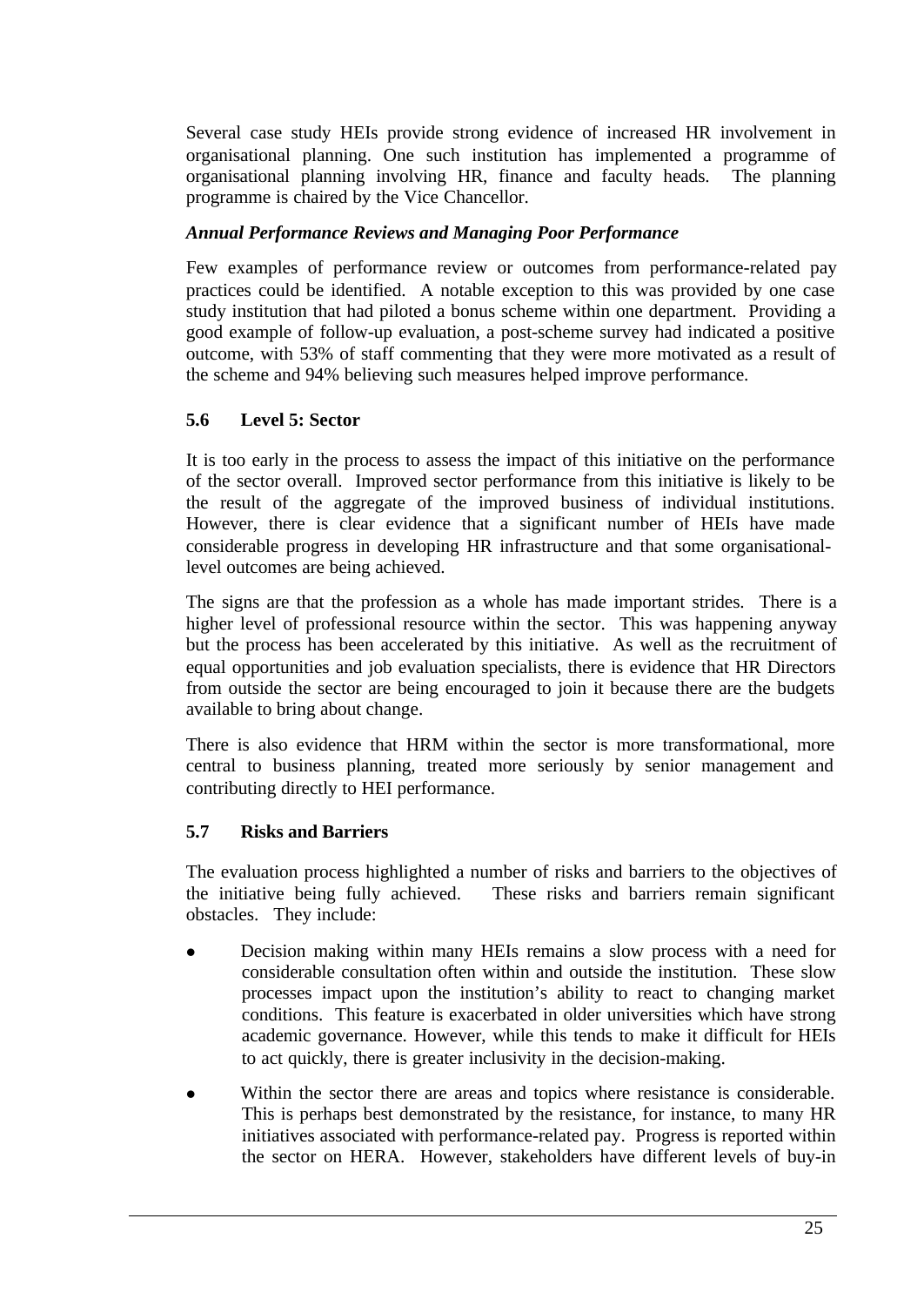Several case study HEIs provide strong evidence of increased HR involvement in organisational planning. One such institution has implemented a programme of organisational planning involving HR, finance and faculty heads. The planning programme is chaired by the Vice Chancellor.

***Annual Performance Reviews and Managing Poor Performance***

Few examples of performance review or outcomes from performance-related pay practices could be identified. A notable exception to this was provided by one case study institution that had piloted a bonus scheme within one department. Providing a good example of follow-up evaluation, a post-scheme survey had indicated a positive outcome, with 53% of staff commenting that they were more motivated as a result of the scheme and 94% believing such measures helped improve performance.

### 5.6 Level 5: Sector

It is too early in the process to assess the impact of this initiative on the performance of the sector overall. Improved sector performance from this initiative is likely to be the result of the aggregate of the improved business of individual institutions. However, there is clear evidence that a significant number of HEIs have made considerable progress in developing HR infrastructure and that some organisational-level outcomes are being achieved.

The signs are that the profession as a whole has made important strides. There is a higher level of professional resource within the sector. This was happening anyway but the process has been accelerated by this initiative. As well as the recruitment of equal opportunities and job evaluation specialists, there is evidence that HR Directors from outside the sector are being encouraged to join it because there are the budgets available to bring about change.

There is also evidence that HRM within the sector is more transformational, more central to business planning, treated more seriously by senior management and contributing directly to HEI performance.

### 5.7 Risks and Barriers

The evaluation process highlighted a number of risks and barriers to the objectives of the initiative being fully achieved. These risks and barriers remain significant obstacles. They include:

- Decision making within many HEIs remains a slow process with a need for considerable consultation often within and outside the institution. These slow processes impact upon the institution's ability to react to changing market conditions. This feature is exacerbated in older universities which have strong academic governance. However, while this tends to make it difficult for HEIs to act quickly, there is greater inclusivity in the decision-making.
- Within the sector there are areas and topics where resistance is considerable. This is perhaps best demonstrated by the resistance, for instance, to many HR initiatives associated with performance-related pay. Progress is reported within the sector on HERA. However, stakeholders have different levels of buy-in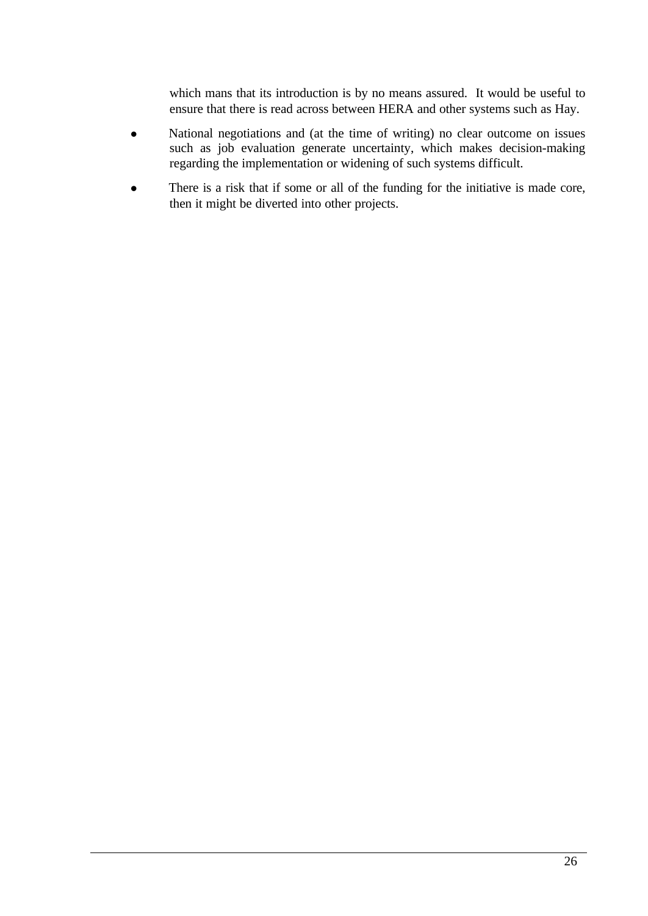which mans that its introduction is by no means assured. It would be useful to ensure that there is read across between HERA and other systems such as Hay.

- National negotiations and (at the time of writing) no clear outcome on issues such as job evaluation generate uncertainty, which makes decision-making regarding the implementation or widening of such systems difficult.
- There is a risk that if some or all of the funding for the initiative is made core, then it might be diverted into other projects.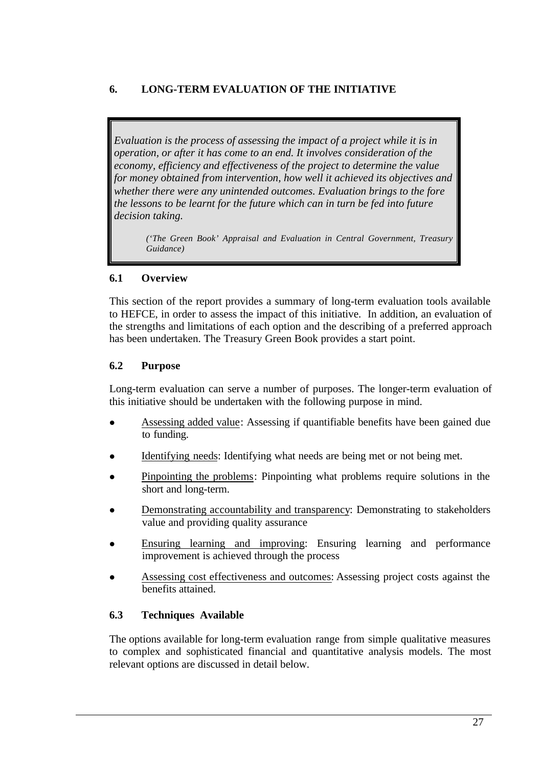## 6. LONG-TERM EVALUATION OF THE INITIATIVE

> *Evaluation is the process of assessing the impact of a project while it is in operation, or after it has come to an end. It involves consideration of the economy, efficiency and effectiveness of the project to determine the value for money obtained from intervention, how well it achieved its objectives and whether there were any unintended outcomes. Evaluation brings to the fore the lessons to be learnt for the future which can in turn be fed into future decision taking.*
>
> *('The Green Book' Appraisal and Evaluation in Central Government, Treasury Guidance)*

### 6.1 Overview

This section of the report provides a summary of long-term evaluation tools available to HEFCE, in order to assess the impact of this initiative. In addition, an evaluation of the strengths and limitations of each option and the describing of a preferred approach has been undertaken. The Treasury Green Book provides a start point.

### 6.2 Purpose

Long-term evaluation can serve a number of purposes. The longer-term evaluation of this initiative should be undertaken with the following purpose in mind.

- Assessing added value: Assessing if quantifiable benefits have been gained due to funding.
- Identifying needs: Identifying what needs are being met or not being met.
- Pinpointing the problems: Pinpointing what problems require solutions in the short and long-term.
- Demonstrating accountability and transparency: Demonstrating to stakeholders value and providing quality assurance
- Ensuring learning and improving: Ensuring learning and performance improvement is achieved through the process
- Assessing cost effectiveness and outcomes: Assessing project costs against the benefits attained.

### 6.3 Techniques Available

The options available for long-term evaluation range from simple qualitative measures to complex and sophisticated financial and quantitative analysis models. The most relevant options are discussed in detail below.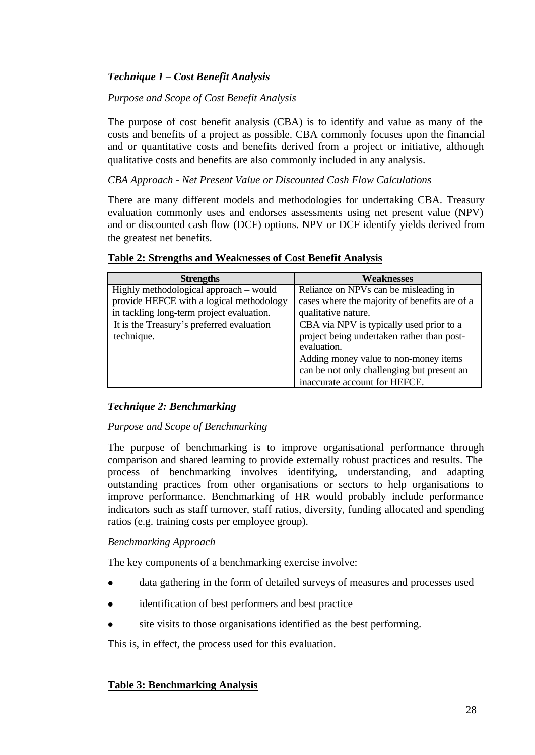### *Technique 1 – Cost Benefit Analysis*

*Purpose and Scope of Cost Benefit Analysis*

The purpose of cost benefit analysis (CBA) is to identify and value as many of the costs and benefits of a project as possible. CBA commonly focuses upon the financial and or quantitative costs and benefits derived from a project or initiative, although qualitative costs and benefits are also commonly included in any analysis.

*CBA Approach - Net Present Value or Discounted Cash Flow Calculations*

There are many different models and methodologies for undertaking CBA. Treasury evaluation commonly uses and endorses assessments using net present value (NPV) and or discounted cash flow (DCF) options. NPV or DCF identify yields derived from the greatest net benefits.

**Table 2: Strengths and Weaknesses of Cost Benefit Analysis**

| Strengths | Weaknesses |
| --- | --- |
| Highly methodological approach – would provide HEFCE with a logical methodology in tackling long-term project evaluation. | Reliance on NPVs can be misleading in cases where the majority of benefits are of a qualitative nature. |
| It is the Treasury's preferred evaluation technique. | CBA via NPV is typically used prior to a project being undertaken rather than post-evaluation. |
| | Adding money value to non-money items can be not only challenging but present an inaccurate account for HEFCE. |

### *Technique 2: Benchmarking*

*Purpose and Scope of Benchmarking*

The purpose of benchmarking is to improve organisational performance through comparison and shared learning to provide externally robust practices and results. The process of benchmarking involves identifying, understanding, and adapting outstanding practices from other organisations or sectors to help organisations to improve performance. Benchmarking of HR would probably include performance indicators such as staff turnover, staff ratios, diversity, funding allocated and spending ratios (e.g. training costs per employee group).

*Benchmarking Approach*

The key components of a benchmarking exercise involve:

- data gathering in the form of detailed surveys of measures and processes used
- identification of best performers and best practice
- site visits to those organisations identified as the best performing.

This is, in effect, the process used for this evaluation.

**Table 3: Benchmarking Analysis**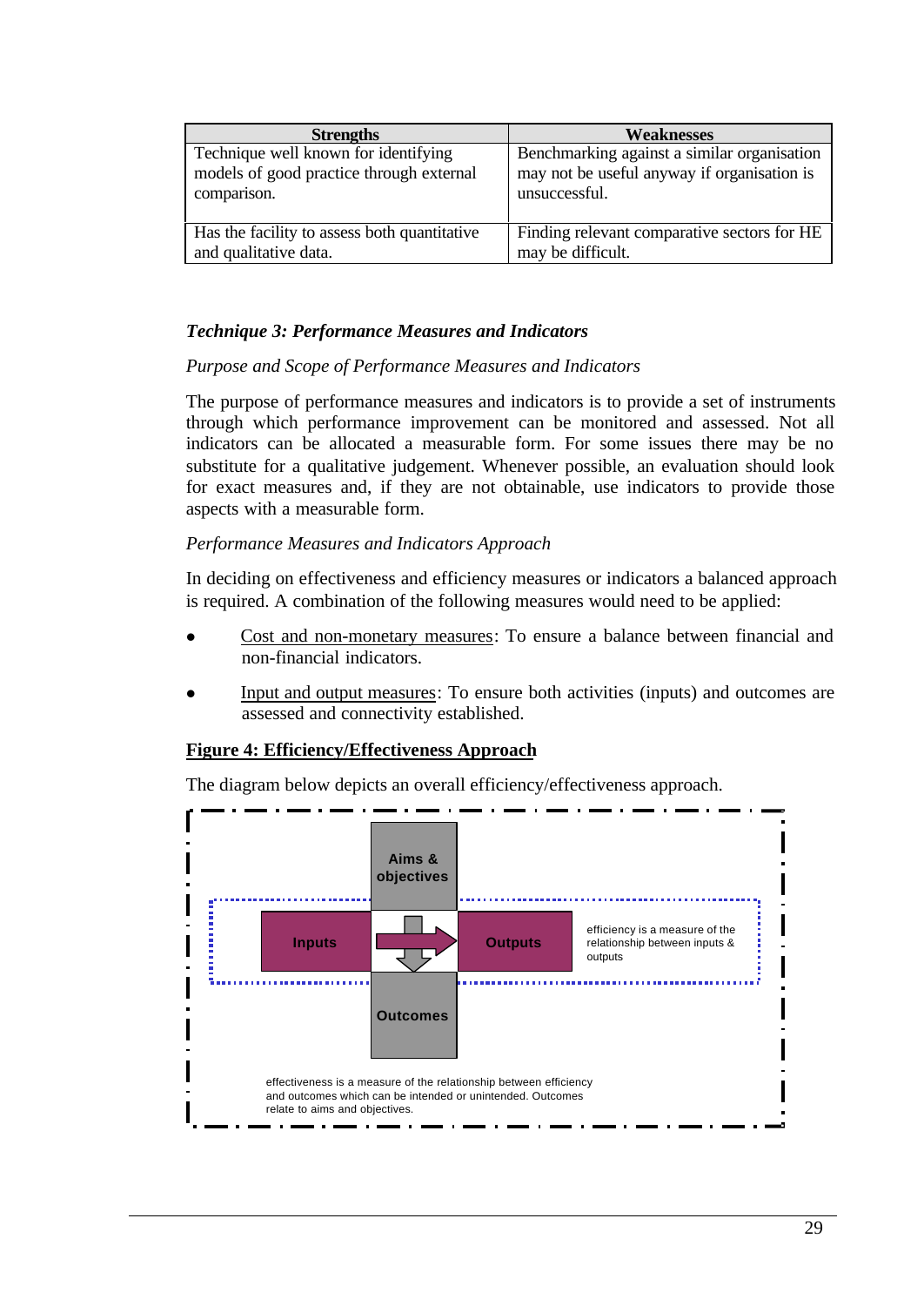| Strengths | Weaknesses |
|---|---|
| Technique well known for identifying models of good practice through external comparison. | Benchmarking against a similar organisation may not be useful anyway if organisation is unsuccessful. |
| Has the facility to assess both quantitative and qualitative data. | Finding relevant comparative sectors for HE may be difficult. |

### *Technique 3: Performance Measures and Indicators*

*Purpose and Scope of Performance Measures and Indicators*

The purpose of performance measures and indicators is to provide a set of instruments through which performance improvement can be monitored and assessed. Not all indicators can be allocated a measurable form. For some issues there may be no substitute for a qualitative judgement. Whenever possible, an evaluation should look for exact measures and, if they are not obtainable, use indicators to provide those aspects with a measurable form.

*Performance Measures and Indicators Approach*

In deciding on effectiveness and efficiency measures or indicators a balanced approach is required. A combination of the following measures would need to be applied:

- Cost and non-monetary measures: To ensure a balance between financial and non-financial indicators.
- Input and output measures: To ensure both activities (inputs) and outcomes are assessed and connectivity established.

**Figure 4: Efficiency/Effectiveness Approach**

The diagram below depicts an overall efficiency/effectiveness approach.

Aims & objectives

Inputs → Outputs

Outcomes

efficiency is a measure of the relationship between inputs & outputs

effectiveness is a measure of the relationship between efficiency and outcomes which can be intended or unintended. Outcomes relate to aims and objectives.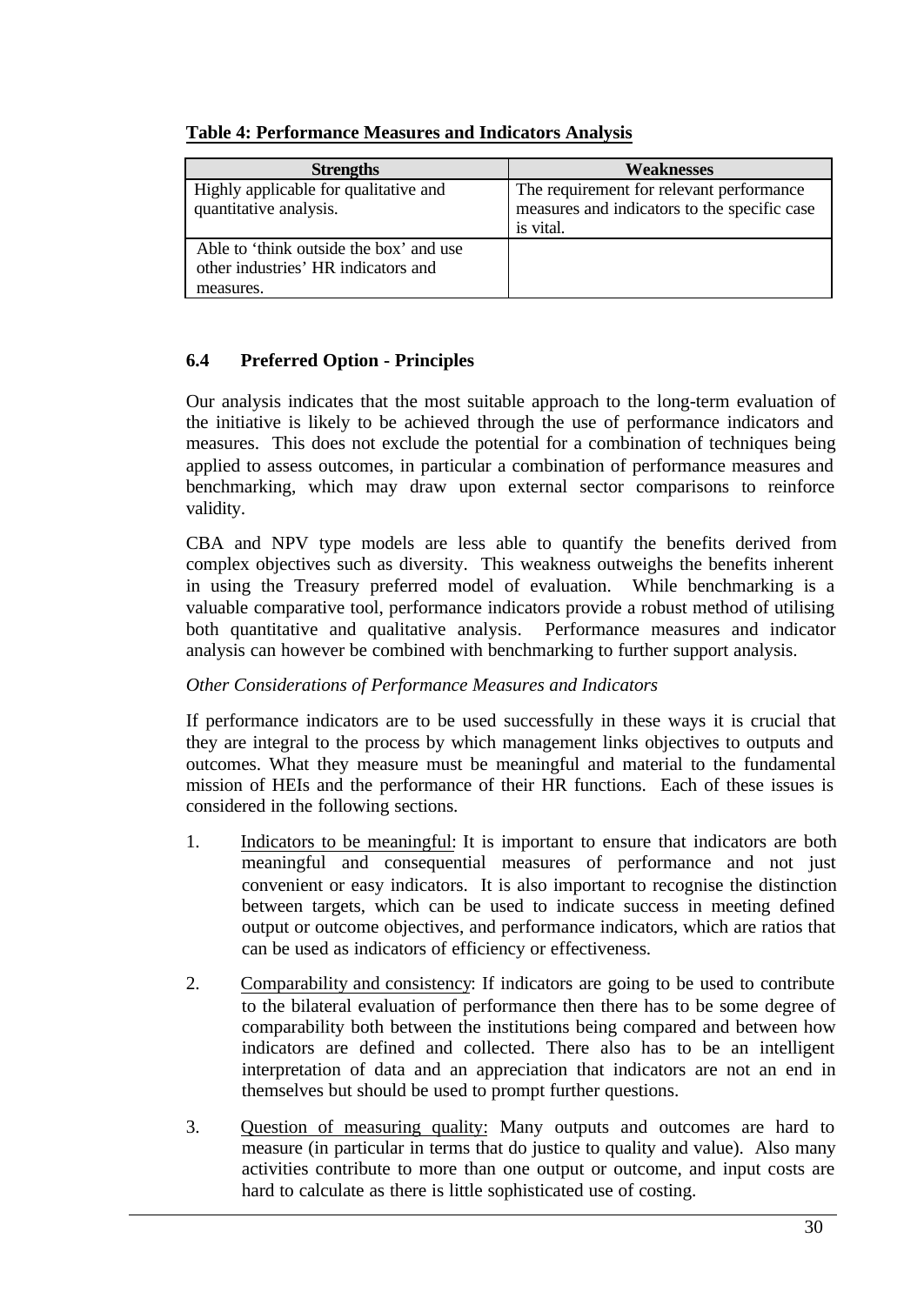**Table 4: Performance Measures and Indicators Analysis**

| Strengths | Weaknesses |
|---|---|
| Highly applicable for qualitative and quantitative analysis. | The requirement for relevant performance measures and indicators to the specific case is vital. |
| Able to 'think outside the box' and use other industries' HR indicators and measures. | |

### 6.4 Preferred Option - Principles

Our analysis indicates that the most suitable approach to the long-term evaluation of the initiative is likely to be achieved through the use of performance indicators and measures. This does not exclude the potential for a combination of techniques being applied to assess outcomes, in particular a combination of performance measures and benchmarking, which may draw upon external sector comparisons to reinforce validity.

CBA and NPV type models are less able to quantify the benefits derived from complex objectives such as diversity. This weakness outweighs the benefits inherent in using the Treasury preferred model of evaluation. While benchmarking is a valuable comparative tool, performance indicators provide a robust method of utilising both quantitative and qualitative analysis. Performance measures and indicator analysis can however be combined with benchmarking to further support analysis.

*Other Considerations of Performance Measures and Indicators*

If performance indicators are to be used successfully in these ways it is crucial that they are integral to the process by which management links objectives to outputs and outcomes. What they measure must be meaningful and material to the fundamental mission of HEIs and the performance of their HR functions. Each of these issues is considered in the following sections.

1. Indicators to be meaningful: It is important to ensure that indicators are both meaningful and consequential measures of performance and not just convenient or easy indicators. It is also important to recognise the distinction between targets, which can be used to indicate success in meeting defined output or outcome objectives, and performance indicators, which are ratios that can be used as indicators of efficiency or effectiveness.

2. Comparability and consistency: If indicators are going to be used to contribute to the bilateral evaluation of performance then there has to be some degree of comparability both between the institutions being compared and between how indicators are defined and collected. There also has to be an intelligent interpretation of data and an appreciation that indicators are not an end in themselves but should be used to prompt further questions.

3. Question of measuring quality: Many outputs and outcomes are hard to measure (in particular in terms that do justice to quality and value). Also many activities contribute to more than one output or outcome, and input costs are hard to calculate as there is little sophisticated use of costing.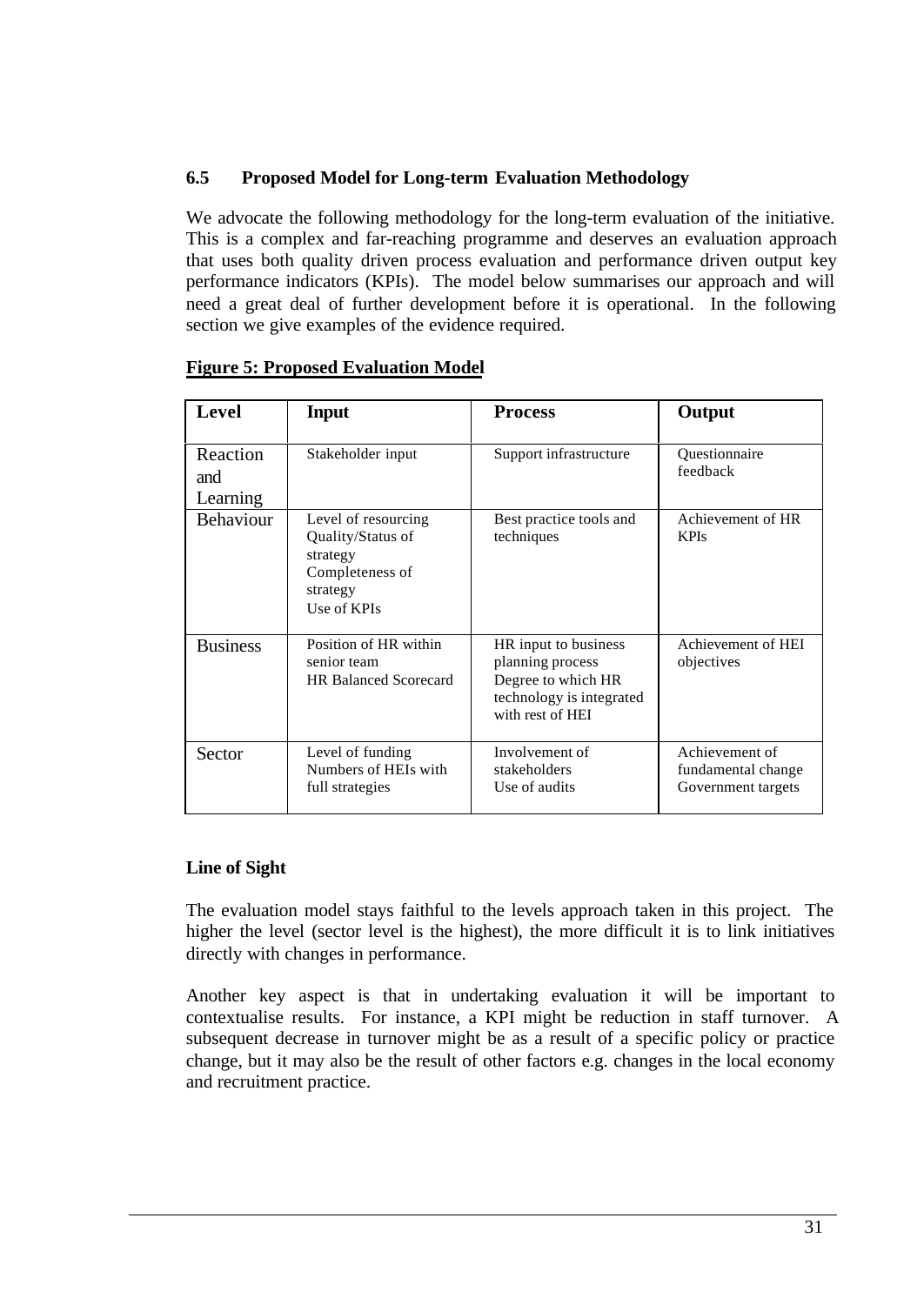### 6.5 Proposed Model for Long-term Evaluation Methodology

We advocate the following methodology for the long-term evaluation of the initiative. This is a complex and far-reaching programme and deserves an evaluation approach that uses both quality driven process evaluation and performance driven output key performance indicators (KPIs). The model below summarises our approach and will need a great deal of further development before it is operational. In the following section we give examples of the evidence required.

**Figure 5: Proposed Evaluation Model**

| Level | Input | Process | Output |
|---|---|---|---|
| Reaction and Learning | Stakeholder input | Support infrastructure | Questionnaire feedback |
| Behaviour | Level of resourcing<br>Quality/Status of strategy<br>Completeness of strategy<br>Use of KPIs | Best practice tools and techniques | Achievement of HR KPIs |
| Business | Position of HR within senior team<br>HR Balanced Scorecard | HR input to business planning process<br>Degree to which HR technology is integrated with rest of HEI | Achievement of HEI objectives |
| Sector | Level of funding<br>Numbers of HEIs with full strategies | Involvement of stakeholders<br>Use of audits | Achievement of fundamental change<br>Government targets |

**Line of Sight**

The evaluation model stays faithful to the levels approach taken in this project. The higher the level (sector level is the highest), the more difficult it is to link initiatives directly with changes in performance.

Another key aspect is that in undertaking evaluation it will be important to contextualise results. For instance, a KPI might be reduction in staff turnover. A subsequent decrease in turnover might be as a result of a specific policy or practice change, but it may also be the result of other factors e.g. changes in the local economy and recruitment practice.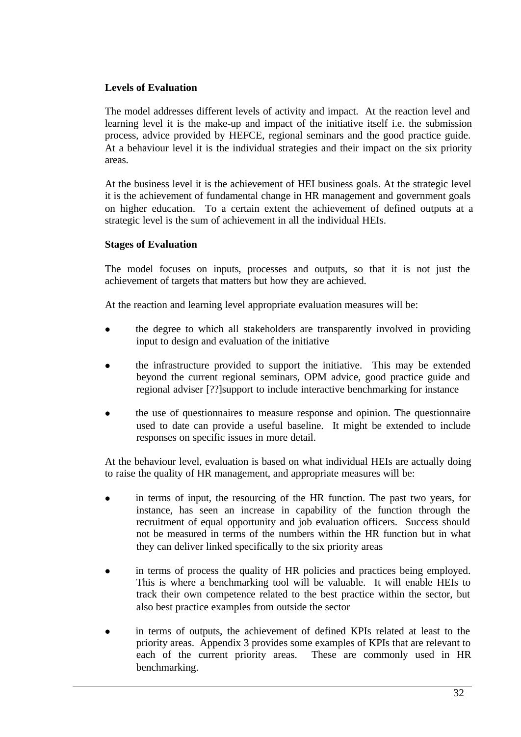### Levels of Evaluation

The model addresses different levels of activity and impact. At the reaction level and learning level it is the make-up and impact of the initiative itself i.e. the submission process, advice provided by HEFCE, regional seminars and the good practice guide. At a behaviour level it is the individual strategies and their impact on the six priority areas.

At the business level it is the achievement of HEI business goals. At the strategic level it is the achievement of fundamental change in HR management and government goals on higher education. To a certain extent the achievement of defined outputs at a strategic level is the sum of achievement in all the individual HEIs.

### Stages of Evaluation

The model focuses on inputs, processes and outputs, so that it is not just the achievement of targets that matters but how they are achieved.

At the reaction and learning level appropriate evaluation measures will be:

- the degree to which all stakeholders are transparently involved in providing input to design and evaluation of the initiative
- the infrastructure provided to support the initiative. This may be extended beyond the current regional seminars, OPM advice, good practice guide and regional adviser [??]support to include interactive benchmarking for instance
- the use of questionnaires to measure response and opinion. The questionnaire used to date can provide a useful baseline. It might be extended to include responses on specific issues in more detail.

At the behaviour level, evaluation is based on what individual HEIs are actually doing to raise the quality of HR management, and appropriate measures will be:

- in terms of input, the resourcing of the HR function. The past two years, for instance, has seen an increase in capability of the function through the recruitment of equal opportunity and job evaluation officers. Success should not be measured in terms of the numbers within the HR function but in what they can deliver linked specifically to the six priority areas
- in terms of process the quality of HR policies and practices being employed. This is where a benchmarking tool will be valuable. It will enable HEIs to track their own competence related to the best practice within the sector, but also best practice examples from outside the sector
- in terms of outputs, the achievement of defined KPIs related at least to the priority areas. Appendix 3 provides some examples of KPIs that are relevant to each of the current priority areas. These are commonly used in HR benchmarking.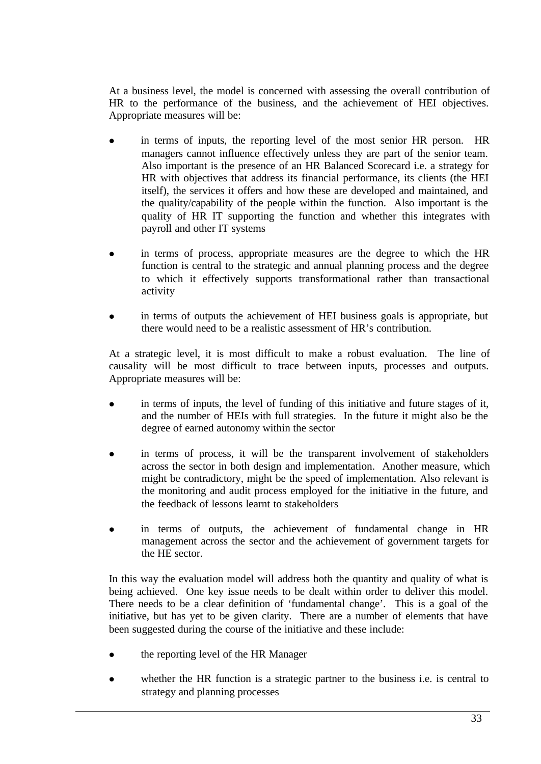At a business level, the model is concerned with assessing the overall contribution of HR to the performance of the business, and the achievement of HEI objectives. Appropriate measures will be:

- in terms of inputs, the reporting level of the most senior HR person. HR managers cannot influence effectively unless they are part of the senior team. Also important is the presence of an HR Balanced Scorecard i.e. a strategy for HR with objectives that address its financial performance, its clients (the HEI itself), the services it offers and how these are developed and maintained, and the quality/capability of the people within the function. Also important is the quality of HR IT supporting the function and whether this integrates with payroll and other IT systems

- in terms of process, appropriate measures are the degree to which the HR function is central to the strategic and annual planning process and the degree to which it effectively supports transformational rather than transactional activity

- in terms of outputs the achievement of HEI business goals is appropriate, but there would need to be a realistic assessment of HR's contribution.

At a strategic level, it is most difficult to make a robust evaluation. The line of causality will be most difficult to trace between inputs, processes and outputs. Appropriate measures will be:

- in terms of inputs, the level of funding of this initiative and future stages of it, and the number of HEIs with full strategies. In the future it might also be the degree of earned autonomy within the sector

- in terms of process, it will be the transparent involvement of stakeholders across the sector in both design and implementation. Another measure, which might be contradictory, might be the speed of implementation. Also relevant is the monitoring and audit process employed for the initiative in the future, and the feedback of lessons learnt to stakeholders

- in terms of outputs, the achievement of fundamental change in HR management across the sector and the achievement of government targets for the HE sector.

In this way the evaluation model will address both the quantity and quality of what is being achieved. One key issue needs to be dealt within order to deliver this model. There needs to be a clear definition of 'fundamental change'. This is a goal of the initiative, but has yet to be given clarity. There are a number of elements that have been suggested during the course of the initiative and these include:

- the reporting level of the HR Manager

- whether the HR function is a strategic partner to the business i.e. is central to strategy and planning processes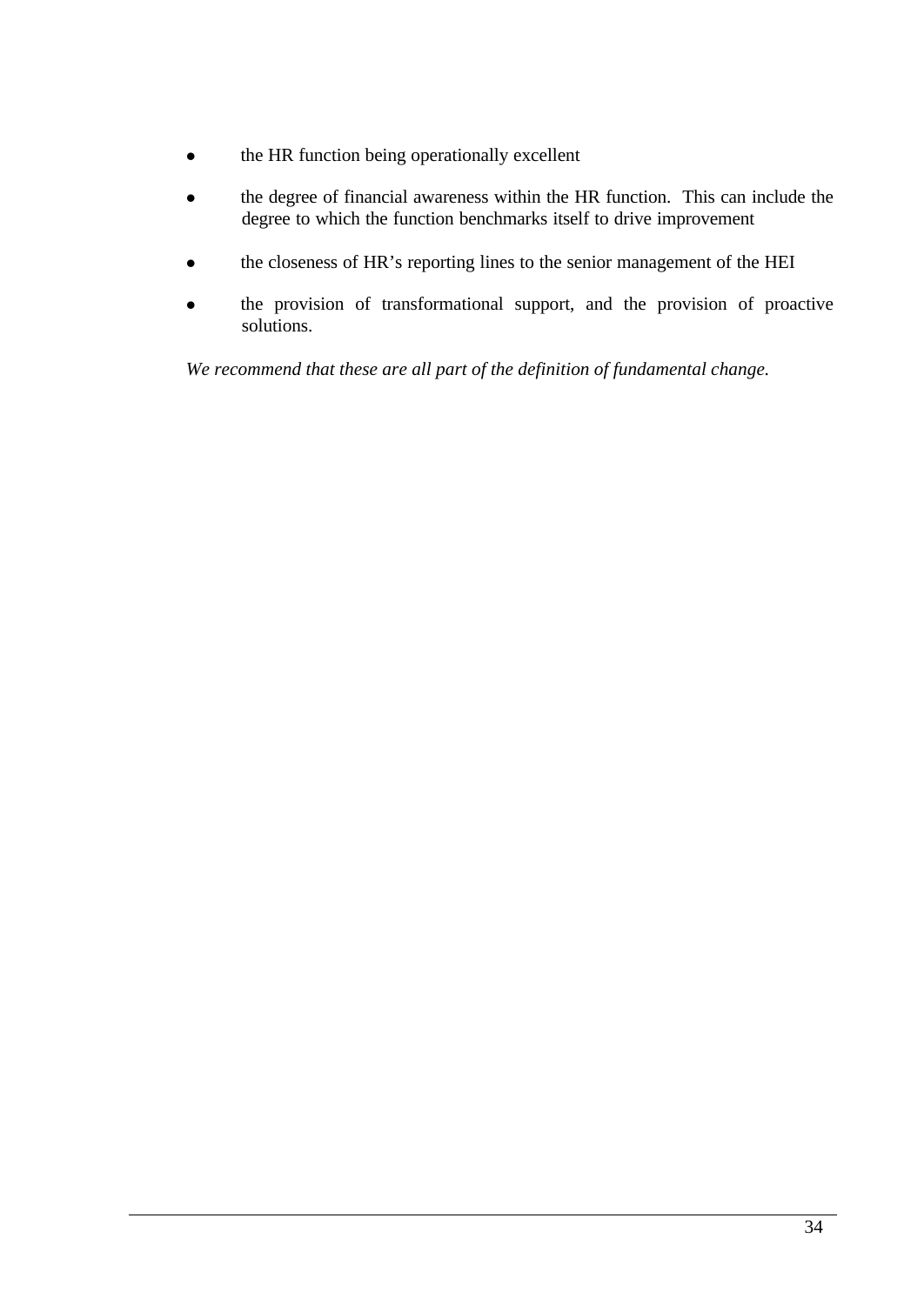- the HR function being operationally excellent
- the degree of financial awareness within the HR function. This can include the degree to which the function benchmarks itself to drive improvement
- the closeness of HR's reporting lines to the senior management of the HEI
- the provision of transformational support, and the provision of proactive solutions.

*We recommend that these are all part of the definition of fundamental change.*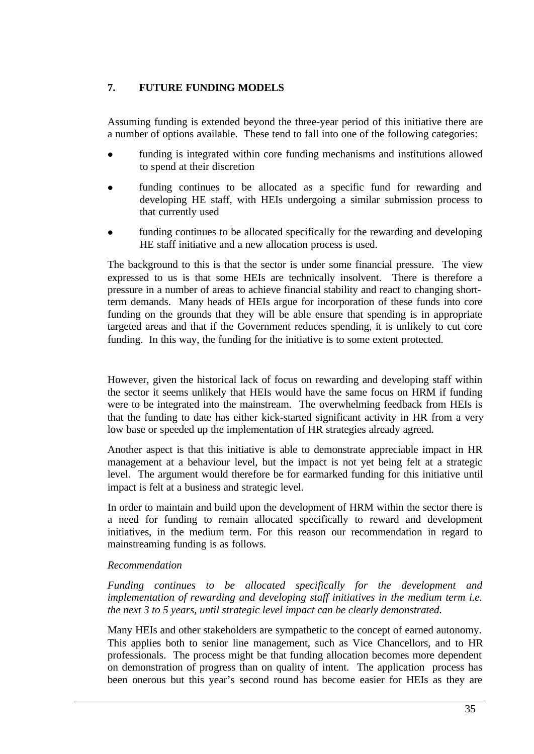## 7. FUTURE FUNDING MODELS

Assuming funding is extended beyond the three-year period of this initiative there are a number of options available. These tend to fall into one of the following categories:

- funding is integrated within core funding mechanisms and institutions allowed to spend at their discretion
- funding continues to be allocated as a specific fund for rewarding and developing HE staff, with HEIs undergoing a similar submission process to that currently used
- funding continues to be allocated specifically for the rewarding and developing HE staff initiative and a new allocation process is used.

The background to this is that the sector is under some financial pressure. The view expressed to us is that some HEIs are technically insolvent. There is therefore a pressure in a number of areas to achieve financial stability and react to changing short-term demands. Many heads of HEIs argue for incorporation of these funds into core funding on the grounds that they will be able ensure that spending is in appropriate targeted areas and that if the Government reduces spending, it is unlikely to cut core funding. In this way, the funding for the initiative is to some extent protected.

However, given the historical lack of focus on rewarding and developing staff within the sector it seems unlikely that HEIs would have the same focus on HRM if funding were to be integrated into the mainstream. The overwhelming feedback from HEIs is that the funding to date has either kick-started significant activity in HR from a very low base or speeded up the implementation of HR strategies already agreed.

Another aspect is that this initiative is able to demonstrate appreciable impact in HR management at a behaviour level, but the impact is not yet being felt at a strategic level. The argument would therefore be for earmarked funding for this initiative until impact is felt at a business and strategic level.

In order to maintain and build upon the development of HRM within the sector there is a need for funding to remain allocated specifically to reward and development initiatives, in the medium term. For this reason our recommendation in regard to mainstreaming funding is as follows.

*Recommendation*

*Funding continues to be allocated specifically for the development and implementation of rewarding and developing staff initiatives in the medium term i.e. the next 3 to 5 years, until strategic level impact can be clearly demonstrated.*

Many HEIs and other stakeholders are sympathetic to the concept of earned autonomy. This applies both to senior line management, such as Vice Chancellors, and to HR professionals. The process might be that funding allocation becomes more dependent on demonstration of progress than on quality of intent. The application process has been onerous but this year's second round has become easier for HEIs as they are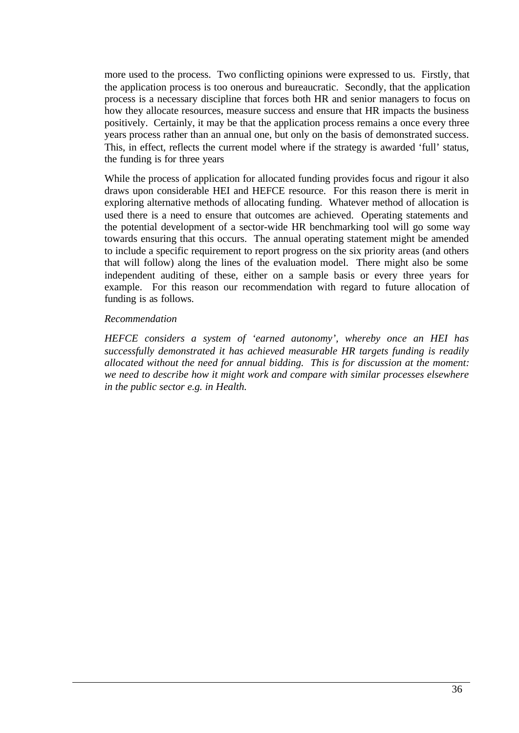more used to the process. Two conflicting opinions were expressed to us. Firstly, that the application process is too onerous and bureaucratic. Secondly, that the application process is a necessary discipline that forces both HR and senior managers to focus on how they allocate resources, measure success and ensure that HR impacts the business positively. Certainly, it may be that the application process remains a once every three years process rather than an annual one, but only on the basis of demonstrated success. This, in effect, reflects the current model where if the strategy is awarded 'full' status, the funding is for three years

While the process of application for allocated funding provides focus and rigour it also draws upon considerable HEI and HEFCE resource. For this reason there is merit in exploring alternative methods of allocating funding. Whatever method of allocation is used there is a need to ensure that outcomes are achieved. Operating statements and the potential development of a sector-wide HR benchmarking tool will go some way towards ensuring that this occurs. The annual operating statement might be amended to include a specific requirement to report progress on the six priority areas (and others that will follow) along the lines of the evaluation model. There might also be some independent auditing of these, either on a sample basis or every three years for example. For this reason our recommendation with regard to future allocation of funding is as follows.

*Recommendation*

*HEFCE considers a system of 'earned autonomy', whereby once an HEI has successfully demonstrated it has achieved measurable HR targets funding is readily allocated without the need for annual bidding. This is for discussion at the moment: we need to describe how it might work and compare with similar processes elsewhere in the public sector e.g. in Health.*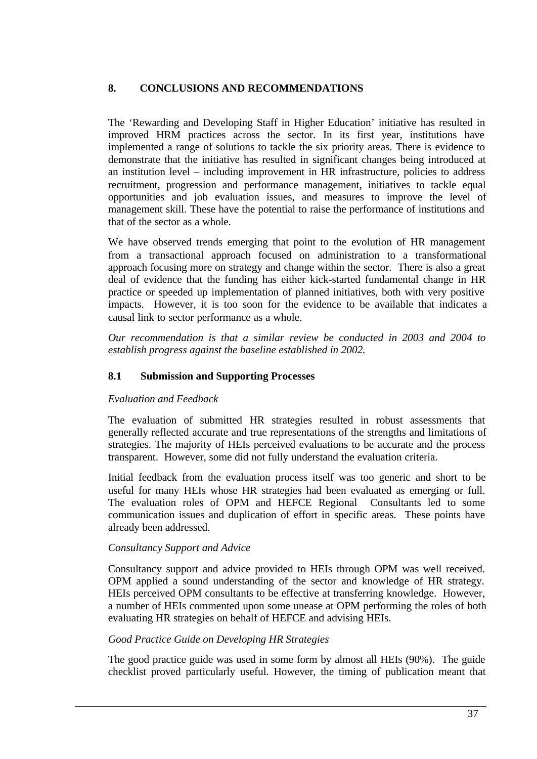## 8. CONCLUSIONS AND RECOMMENDATIONS

The 'Rewarding and Developing Staff in Higher Education' initiative has resulted in improved HRM practices across the sector. In its first year, institutions have implemented a range of solutions to tackle the six priority areas. There is evidence to demonstrate that the initiative has resulted in significant changes being introduced at an institution level – including improvement in HR infrastructure, policies to address recruitment, progression and performance management, initiatives to tackle equal opportunities and job evaluation issues, and measures to improve the level of management skill. These have the potential to raise the performance of institutions and that of the sector as a whole.

We have observed trends emerging that point to the evolution of HR management from a transactional approach focused on administration to a transformational approach focusing more on strategy and change within the sector. There is also a great deal of evidence that the funding has either kick-started fundamental change in HR practice or speeded up implementation of planned initiatives, both with very positive impacts. However, it is too soon for the evidence to be available that indicates a causal link to sector performance as a whole.

*Our recommendation is that a similar review be conducted in 2003 and 2004 to establish progress against the baseline established in 2002.*

### 8.1 Submission and Supporting Processes

*Evaluation and Feedback*

The evaluation of submitted HR strategies resulted in robust assessments that generally reflected accurate and true representations of the strengths and limitations of strategies. The majority of HEIs perceived evaluations to be accurate and the process transparent. However, some did not fully understand the evaluation criteria.

Initial feedback from the evaluation process itself was too generic and short to be useful for many HEIs whose HR strategies had been evaluated as emerging or full. The evaluation roles of OPM and HEFCE Regional Consultants led to some communication issues and duplication of effort in specific areas. These points have already been addressed.

*Consultancy Support and Advice*

Consultancy support and advice provided to HEIs through OPM was well received. OPM applied a sound understanding of the sector and knowledge of HR strategy. HEIs perceived OPM consultants to be effective at transferring knowledge. However, a number of HEIs commented upon some unease at OPM performing the roles of both evaluating HR strategies on behalf of HEFCE and advising HEIs.

*Good Practice Guide on Developing HR Strategies*

The good practice guide was used in some form by almost all HEIs (90%). The guide checklist proved particularly useful. However, the timing of publication meant that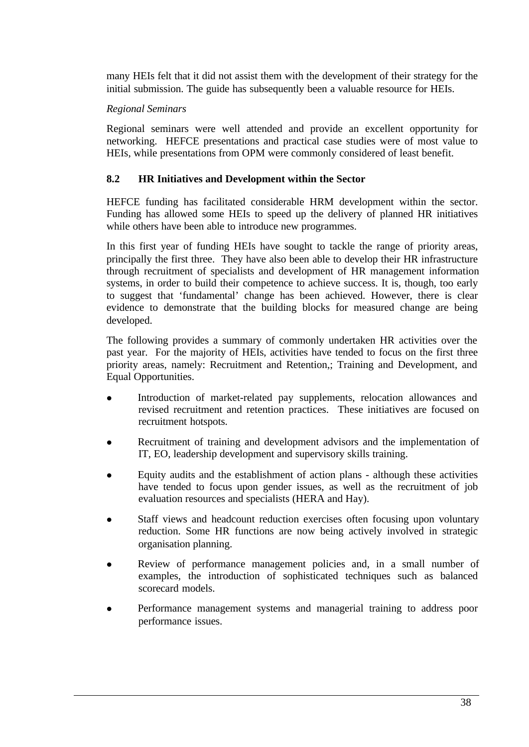many HEIs felt that it did not assist them with the development of their strategy for the initial submission. The guide has subsequently been a valuable resource for HEIs.

*Regional Seminars*

Regional seminars were well attended and provide an excellent opportunity for networking. HEFCE presentations and practical case studies were of most value to HEIs, while presentations from OPM were commonly considered of least benefit.

### 8.2 HR Initiatives and Development within the Sector

HEFCE funding has facilitated considerable HRM development within the sector. Funding has allowed some HEIs to speed up the delivery of planned HR initiatives while others have been able to introduce new programmes.

In this first year of funding HEIs have sought to tackle the range of priority areas, principally the first three. They have also been able to develop their HR infrastructure through recruitment of specialists and development of HR management information systems, in order to build their competence to achieve success. It is, though, too early to suggest that 'fundamental' change has been achieved. However, there is clear evidence to demonstrate that the building blocks for measured change are being developed.

The following provides a summary of commonly undertaken HR activities over the past year. For the majority of HEIs, activities have tended to focus on the first three priority areas, namely: Recruitment and Retention,; Training and Development, and Equal Opportunities.

- Introduction of market-related pay supplements, relocation allowances and revised recruitment and retention practices. These initiatives are focused on recruitment hotspots.
- Recruitment of training and development advisors and the implementation of IT, EO, leadership development and supervisory skills training.
- Equity audits and the establishment of action plans - although these activities have tended to focus upon gender issues, as well as the recruitment of job evaluation resources and specialists (HERA and Hay).
- Staff views and headcount reduction exercises often focusing upon voluntary reduction. Some HR functions are now being actively involved in strategic organisation planning.
- Review of performance management policies and, in a small number of examples, the introduction of sophisticated techniques such as balanced scorecard models.
- Performance management systems and managerial training to address poor performance issues.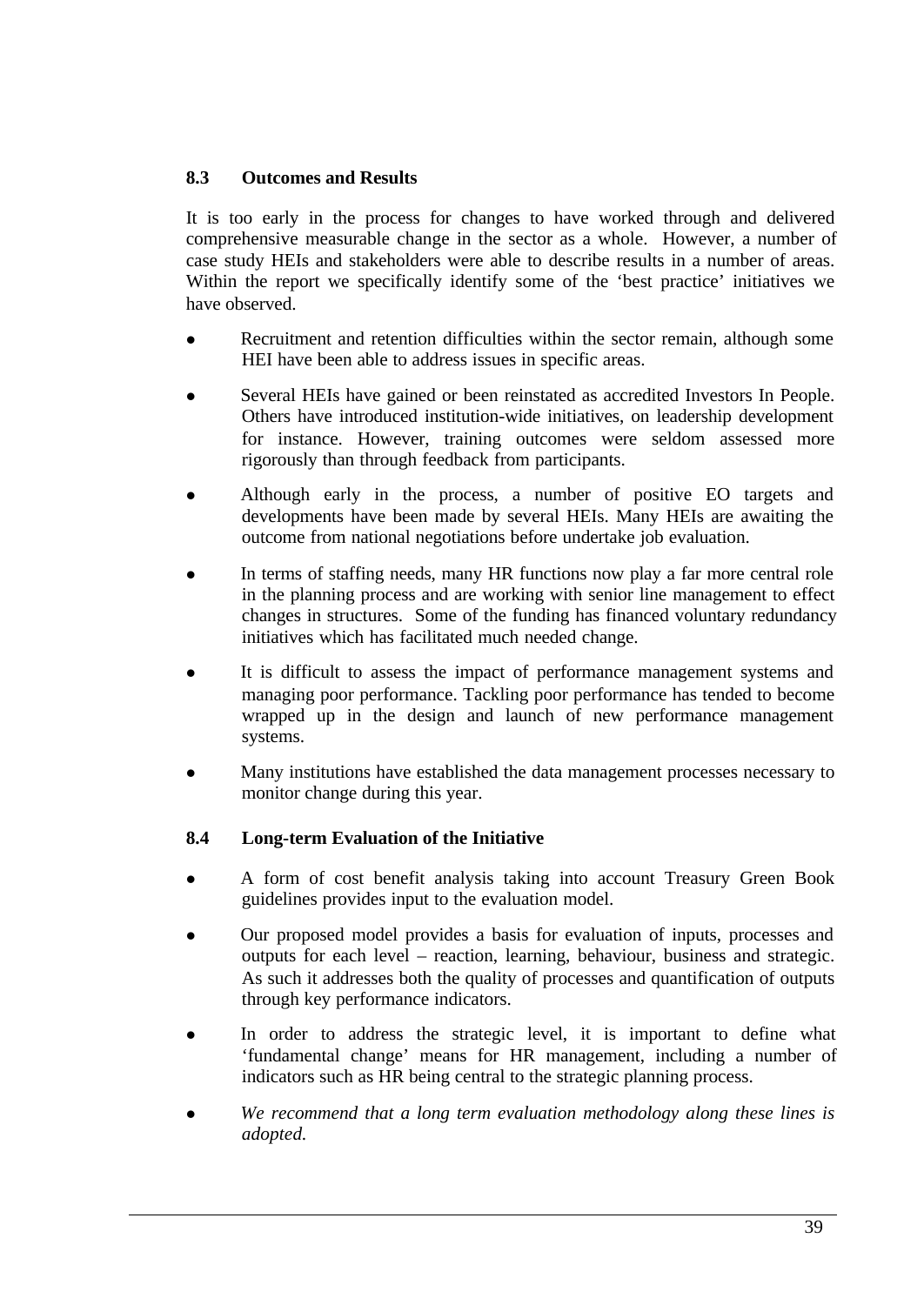### 8.3 Outcomes and Results

It is too early in the process for changes to have worked through and delivered comprehensive measurable change in the sector as a whole. However, a number of case study HEIs and stakeholders were able to describe results in a number of areas. Within the report we specifically identify some of the 'best practice' initiatives we have observed.

- Recruitment and retention difficulties within the sector remain, although some HEI have been able to address issues in specific areas.
- Several HEIs have gained or been reinstated as accredited Investors In People. Others have introduced institution-wide initiatives, on leadership development for instance. However, training outcomes were seldom assessed more rigorously than through feedback from participants.
- Although early in the process, a number of positive EO targets and developments have been made by several HEIs. Many HEIs are awaiting the outcome from national negotiations before undertake job evaluation.
- In terms of staffing needs, many HR functions now play a far more central role in the planning process and are working with senior line management to effect changes in structures. Some of the funding has financed voluntary redundancy initiatives which has facilitated much needed change.
- It is difficult to assess the impact of performance management systems and managing poor performance. Tackling poor performance has tended to become wrapped up in the design and launch of new performance management systems.
- Many institutions have established the data management processes necessary to monitor change during this year.

### 8.4 Long-term Evaluation of the Initiative

- A form of cost benefit analysis taking into account Treasury Green Book guidelines provides input to the evaluation model.
- Our proposed model provides a basis for evaluation of inputs, processes and outputs for each level – reaction, learning, behaviour, business and strategic. As such it addresses both the quality of processes and quantification of outputs through key performance indicators.
- In order to address the strategic level, it is important to define what 'fundamental change' means for HR management, including a number of indicators such as HR being central to the strategic planning process.
- *We recommend that a long term evaluation methodology along these lines is adopted.*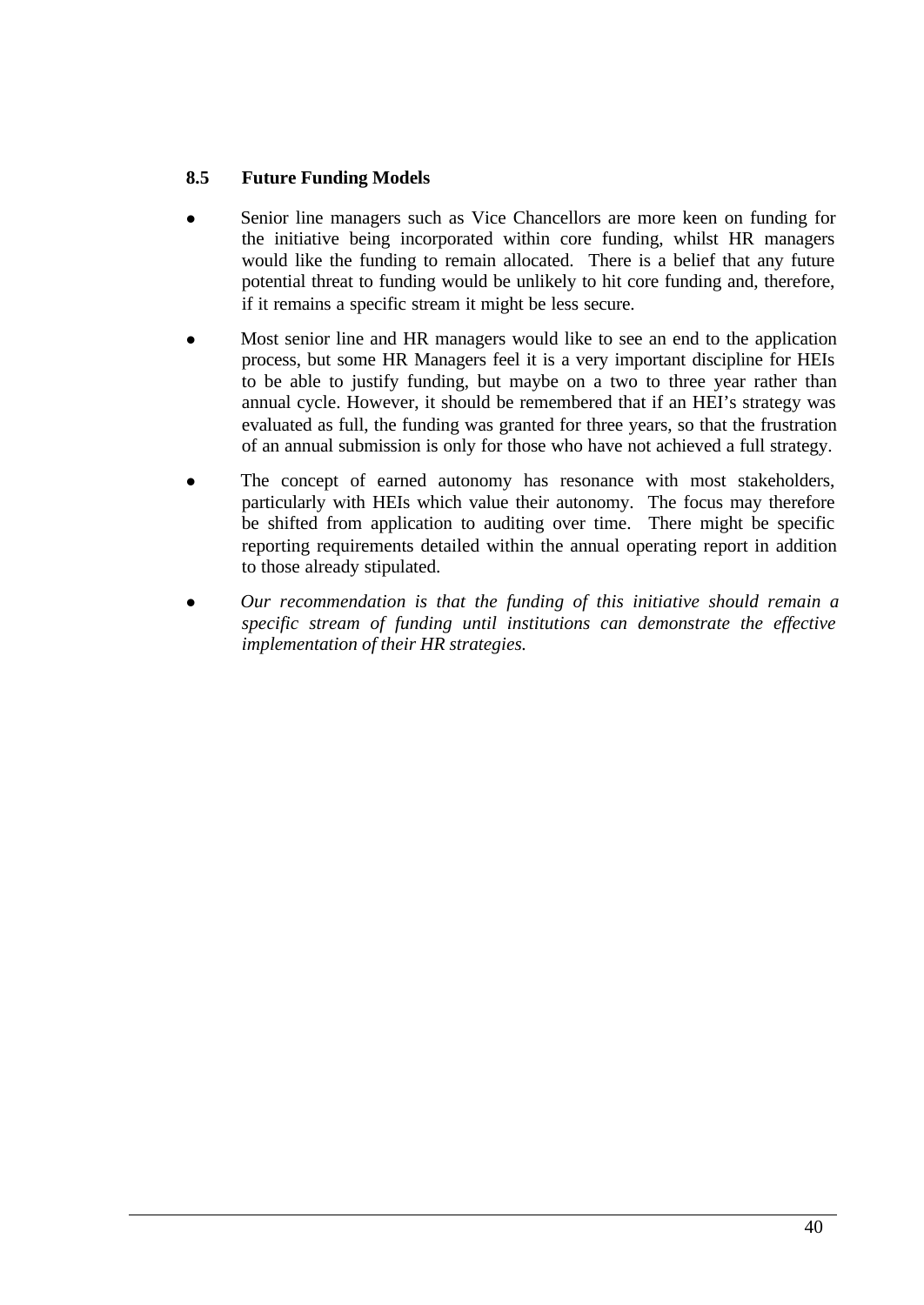### 8.5 Future Funding Models

- Senior line managers such as Vice Chancellors are more keen on funding for the initiative being incorporated within core funding, whilst HR managers would like the funding to remain allocated. There is a belief that any future potential threat to funding would be unlikely to hit core funding and, therefore, if it remains a specific stream it might be less secure.

- Most senior line and HR managers would like to see an end to the application process, but some HR Managers feel it is a very important discipline for HEIs to be able to justify funding, but maybe on a two to three year rather than annual cycle. However, it should be remembered that if an HEI's strategy was evaluated as full, the funding was granted for three years, so that the frustration of an annual submission is only for those who have not achieved a full strategy.

- The concept of earned autonomy has resonance with most stakeholders, particularly with HEIs which value their autonomy. The focus may therefore be shifted from application to auditing over time. There might be specific reporting requirements detailed within the annual operating report in addition to those already stipulated.

- *Our recommendation is that the funding of this initiative should remain a specific stream of funding until institutions can demonstrate the effective implementation of their HR strategies.*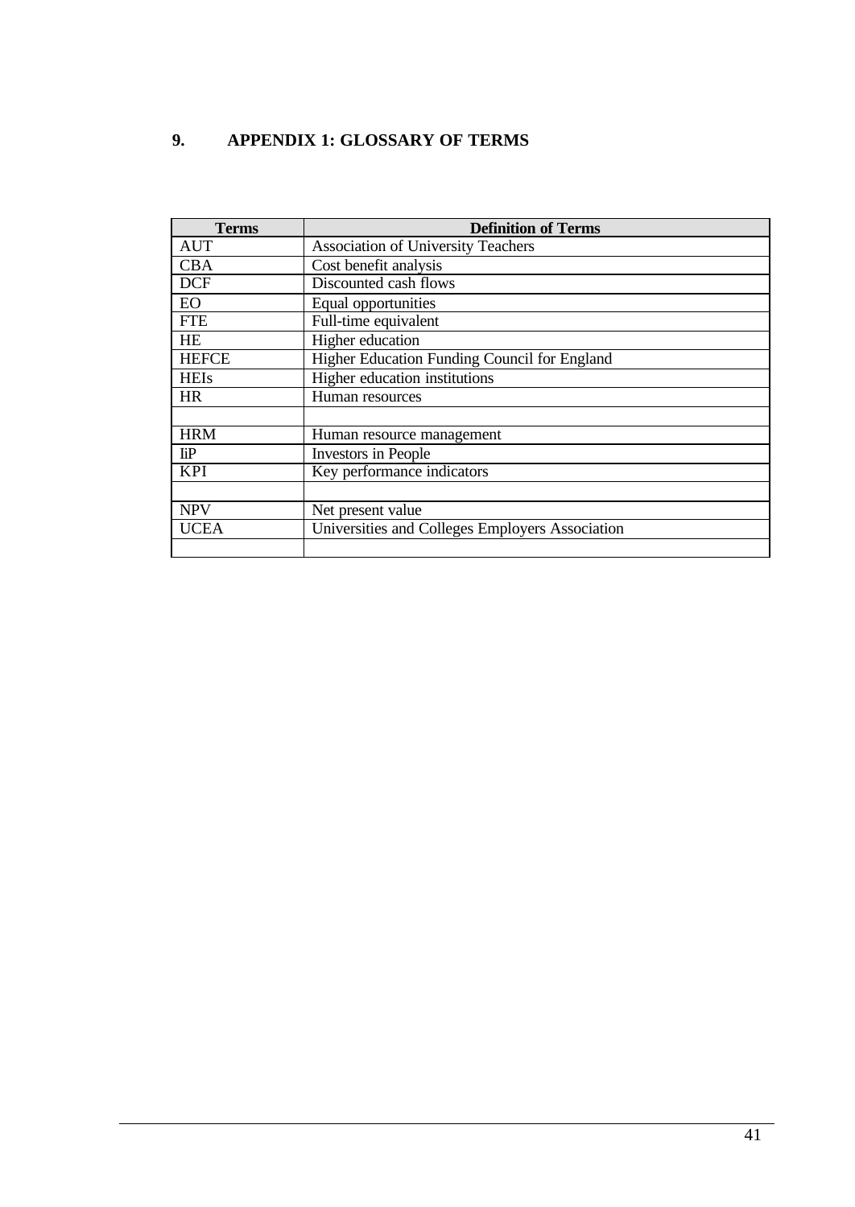# 9. APPENDIX 1: GLOSSARY OF TERMS

| Terms | Definition of Terms |
|---|---|
| AUT | Association of University Teachers |
| CBA | Cost benefit analysis |
| DCF | Discounted cash flows |
| EO | Equal opportunities |
| FTE | Full-time equivalent |
| HE | Higher education |
| HEFCE | Higher Education Funding Council for England |
| HEIs | Higher education institutions |
| HR | Human resources |
| | |
| HRM | Human resource management |
| IiP | Investors in People |
| KPI | Key performance indicators |
| | |
| NPV | Net present value |
| UCEA | Universities and Colleges Employers Association |
| | |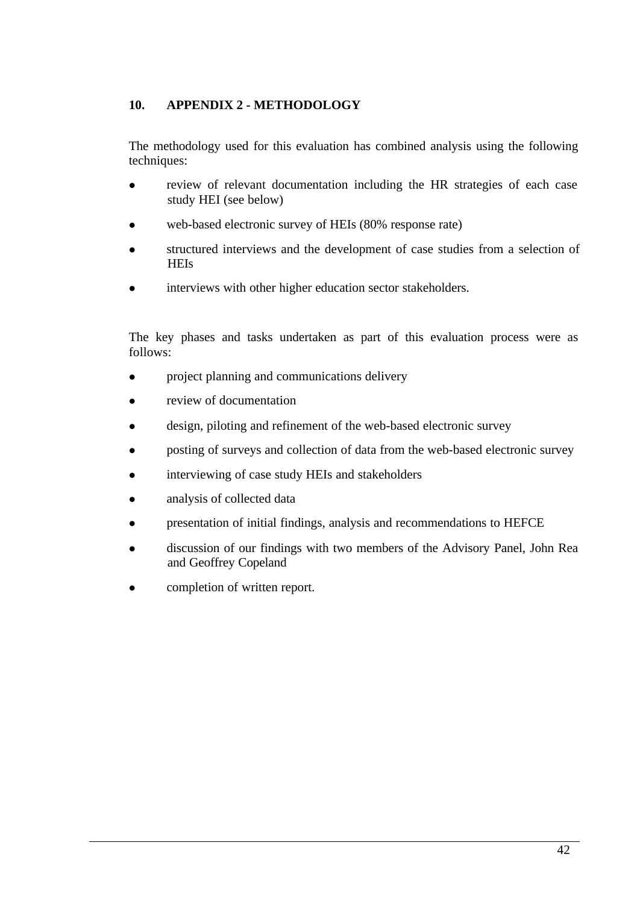## 10. APPENDIX 2 - METHODOLOGY

The methodology used for this evaluation has combined analysis using the following techniques:

- review of relevant documentation including the HR strategies of each case study HEI (see below)
- web-based electronic survey of HEIs (80% response rate)
- structured interviews and the development of case studies from a selection of HEIs
- interviews with other higher education sector stakeholders.

The key phases and tasks undertaken as part of this evaluation process were as follows:

- project planning and communications delivery
- review of documentation
- design, piloting and refinement of the web-based electronic survey
- posting of surveys and collection of data from the web-based electronic survey
- interviewing of case study HEIs and stakeholders
- analysis of collected data
- presentation of initial findings, analysis and recommendations to HEFCE
- discussion of our findings with two members of the Advisory Panel, John Rea and Geoffrey Copeland
- completion of written report.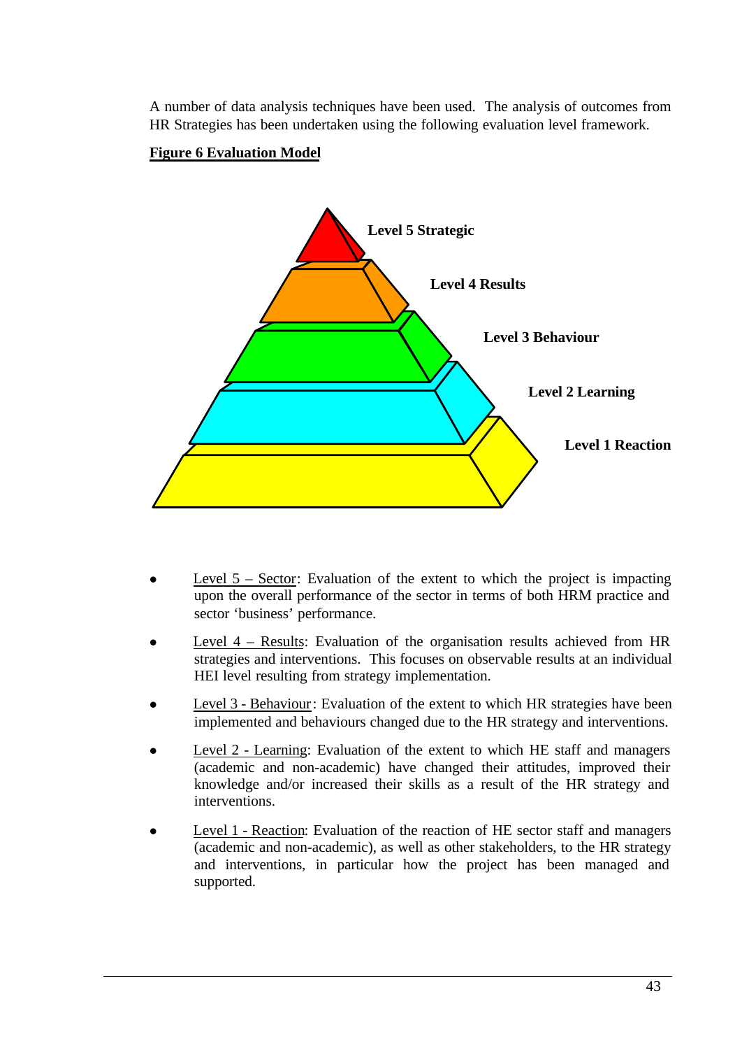A number of data analysis techniques have been used. The analysis of outcomes from HR Strategies has been undertaken using the following evaluation level framework.

**Figure 6 Evaluation Model**

**Level 5 Strategic**

**Level 4 Results**

**Level 3 Behaviour**

**Level 2 Learning**

**Level 1 Reaction**

- Level 5 – Sector: Evaluation of the extent to which the project is impacting upon the overall performance of the sector in terms of both HRM practice and sector 'business' performance.

- Level 4 – Results: Evaluation of the organisation results achieved from HR strategies and interventions. This focuses on observable results at an individual HEI level resulting from strategy implementation.

- Level 3 - Behaviour: Evaluation of the extent to which HR strategies have been implemented and behaviours changed due to the HR strategy and interventions.

- Level 2 - Learning: Evaluation of the extent to which HE staff and managers (academic and non-academic) have changed their attitudes, improved their knowledge and/or increased their skills as a result of the HR strategy and interventions.

- Level 1 - Reaction: Evaluation of the reaction of HE sector staff and managers (academic and non-academic), as well as other stakeholders, to the HR strategy and interventions, in particular how the project has been managed and supported.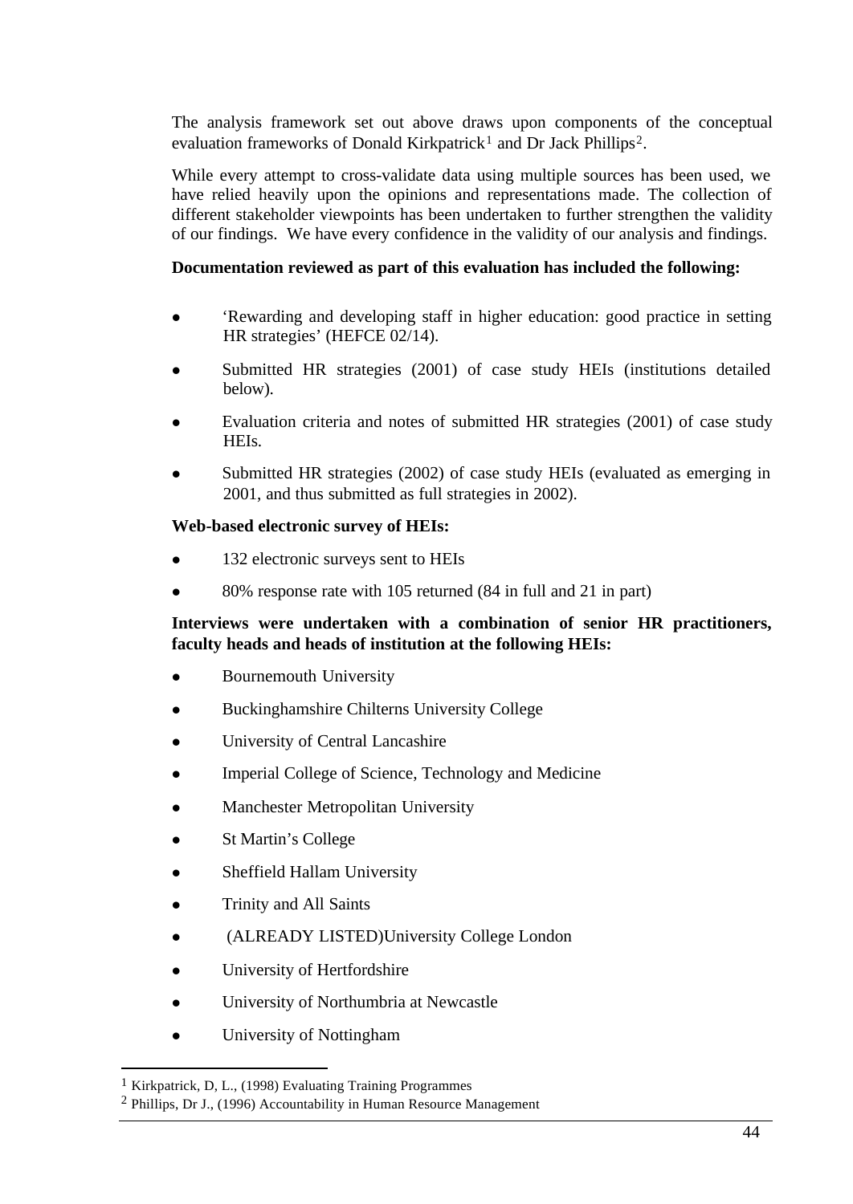The analysis framework set out above draws upon components of the conceptual evaluation frameworks of Donald Kirkpatrick[1] and Dr Jack Phillips[2].

While every attempt to cross-validate data using multiple sources has been used, we have relied heavily upon the opinions and representations made. The collection of different stakeholder viewpoints has been undertaken to further strengthen the validity of our findings. We have every confidence in the validity of our analysis and findings.

**Documentation reviewed as part of this evaluation has included the following:**

- 'Rewarding and developing staff in higher education: good practice in setting HR strategies' (HEFCE 02/14).
- Submitted HR strategies (2001) of case study HEIs (institutions detailed below).
- Evaluation criteria and notes of submitted HR strategies (2001) of case study HEIs.
- Submitted HR strategies (2002) of case study HEIs (evaluated as emerging in 2001, and thus submitted as full strategies in 2002).

**Web-based electronic survey of HEIs:**

- 132 electronic surveys sent to HEIs
- 80% response rate with 105 returned (84 in full and 21 in part)

**Interviews were undertaken with a combination of senior HR practitioners, faculty heads and heads of institution at the following HEIs:**

- Bournemouth University
- Buckinghamshire Chilterns University College
- University of Central Lancashire
- Imperial College of Science, Technology and Medicine
- Manchester Metropolitan University
- St Martin's College
- Sheffield Hallam University
- Trinity and All Saints
- (ALREADY LISTED)University College London
- University of Hertfordshire
- University of Northumbria at Newcastle
- University of Nottingham

---

[1] Kirkpatrick, D, L., (1998) Evaluating Training Programmes

[2] Phillips, Dr J., (1996) Accountability in Human Resource Management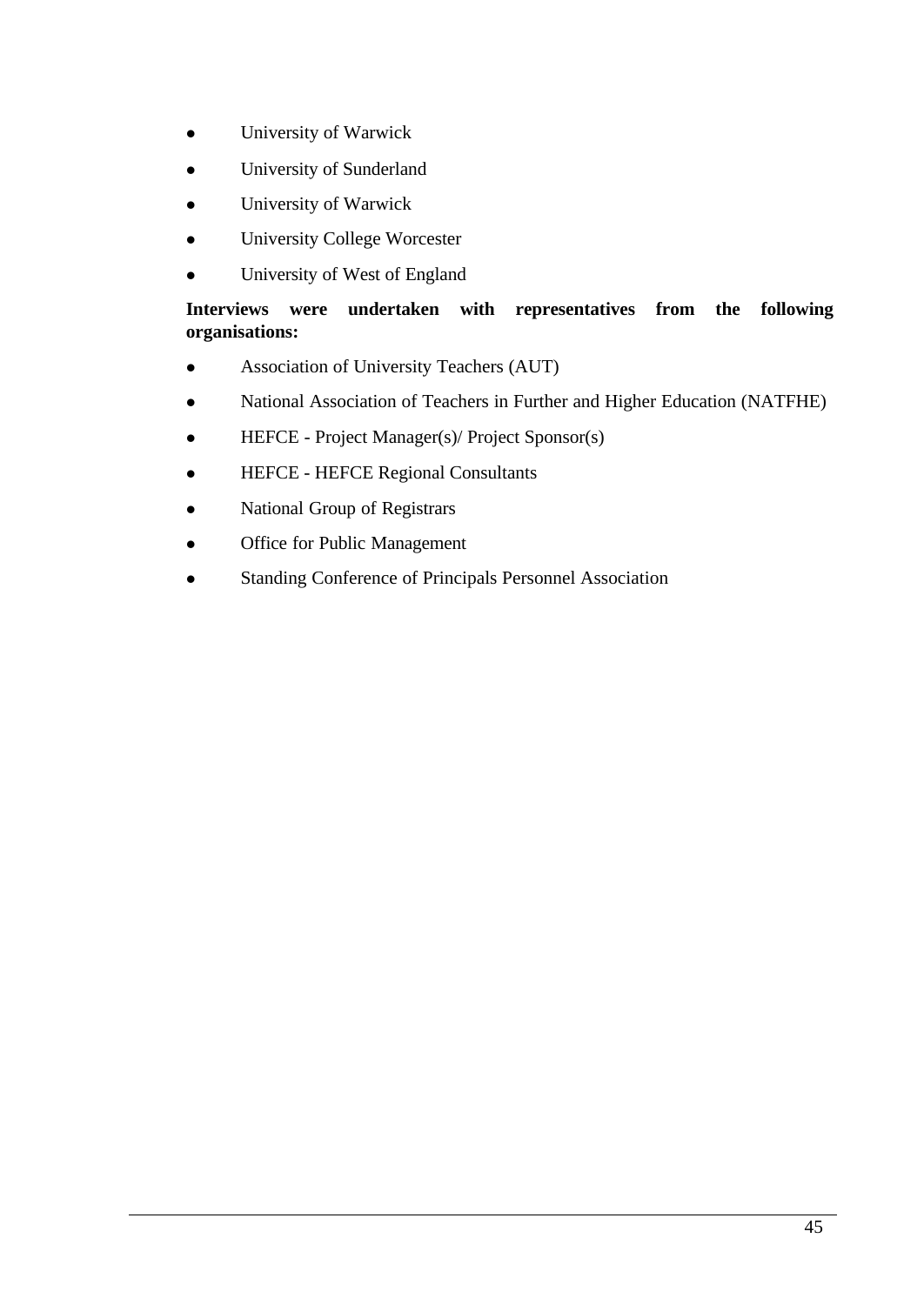- University of Warwick
- University of Sunderland
- University of Warwick
- University College Worcester
- University of West of England

**Interviews were undertaken with representatives from the following organisations:**

- Association of University Teachers (AUT)
- National Association of Teachers in Further and Higher Education (NATFHE)
- HEFCE - Project Manager(s)/ Project Sponsor(s)
- HEFCE - HEFCE Regional Consultants
- National Group of Registrars
- Office for Public Management
- Standing Conference of Principals Personnel Association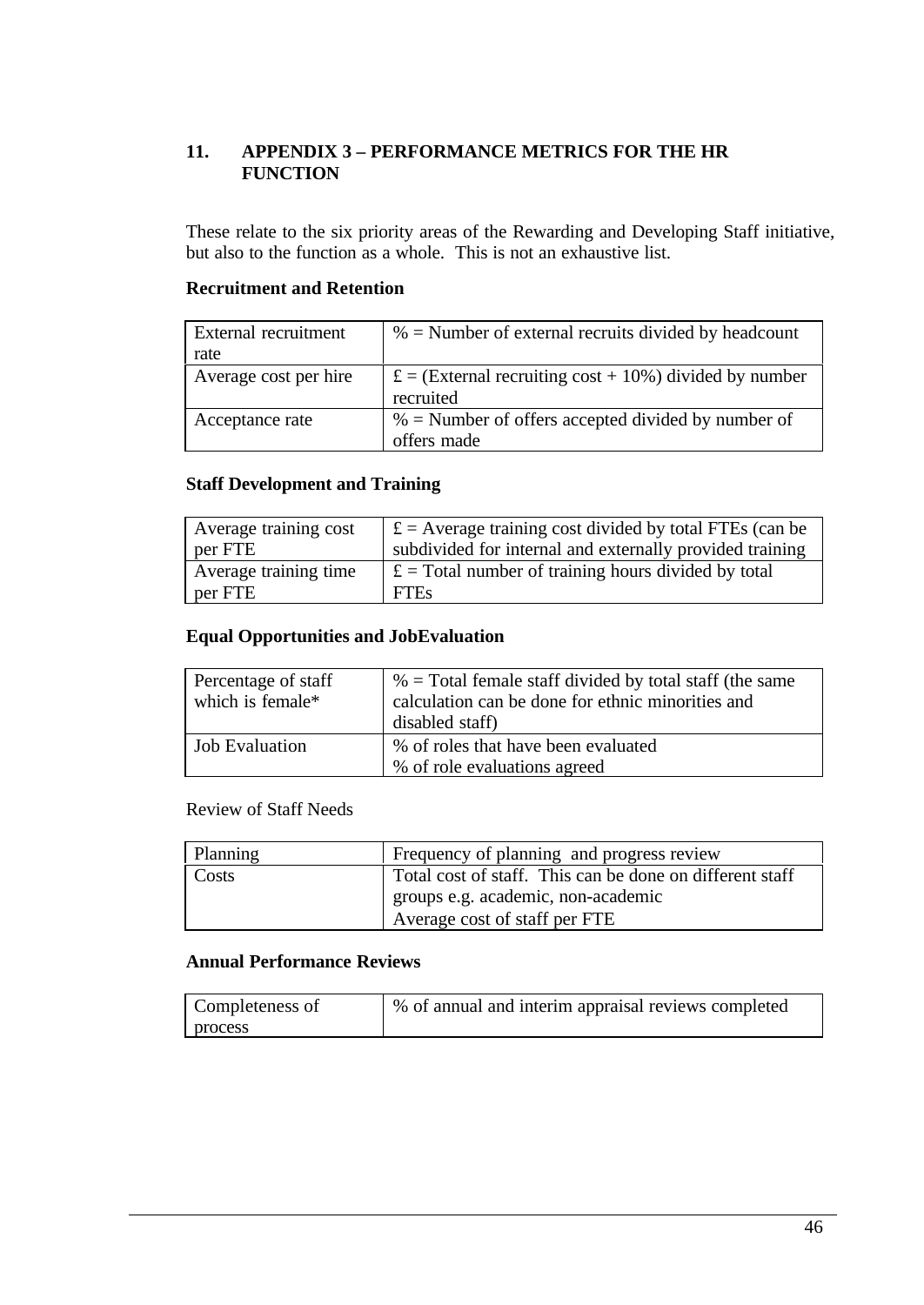## 11. APPENDIX 3 – PERFORMANCE METRICS FOR THE HR FUNCTION

These relate to the six priority areas of the Rewarding and Developing Staff initiative, but also to the function as a whole. This is not an exhaustive list.

**Recruitment and Retention**

| | |
|---|---|
| External recruitment rate | % = Number of external recruits divided by headcount |
| Average cost per hire | £ = (External recruiting cost + 10%) divided by number recruited |
| Acceptance rate | % = Number of offers accepted divided by number of offers made |

**Staff Development and Training**

| | |
|---|---|
| Average training cost per FTE | £ = Average training cost divided by total FTEs (can be subdivided for internal and externally provided training |
| Average training time per FTE | £ = Total number of training hours divided by total FTEs |

**Equal Opportunities and JobEvaluation**

| | |
|---|---|
| Percentage of staff which is female* | % = Total female staff divided by total staff (the same calculation can be done for ethnic minorities and disabled staff) |
| Job Evaluation | % of roles that have been evaluated<br>% of role evaluations agreed |

Review of Staff Needs

| | |
|---|---|
| Planning | Frequency of planning and progress review |
| Costs | Total cost of staff. This can be done on different staff groups e.g. academic, non-academic<br>Average cost of staff per FTE |

**Annual Performance Reviews**

| | |
|---|---|
| Completeness of process | % of annual and interim appraisal reviews completed |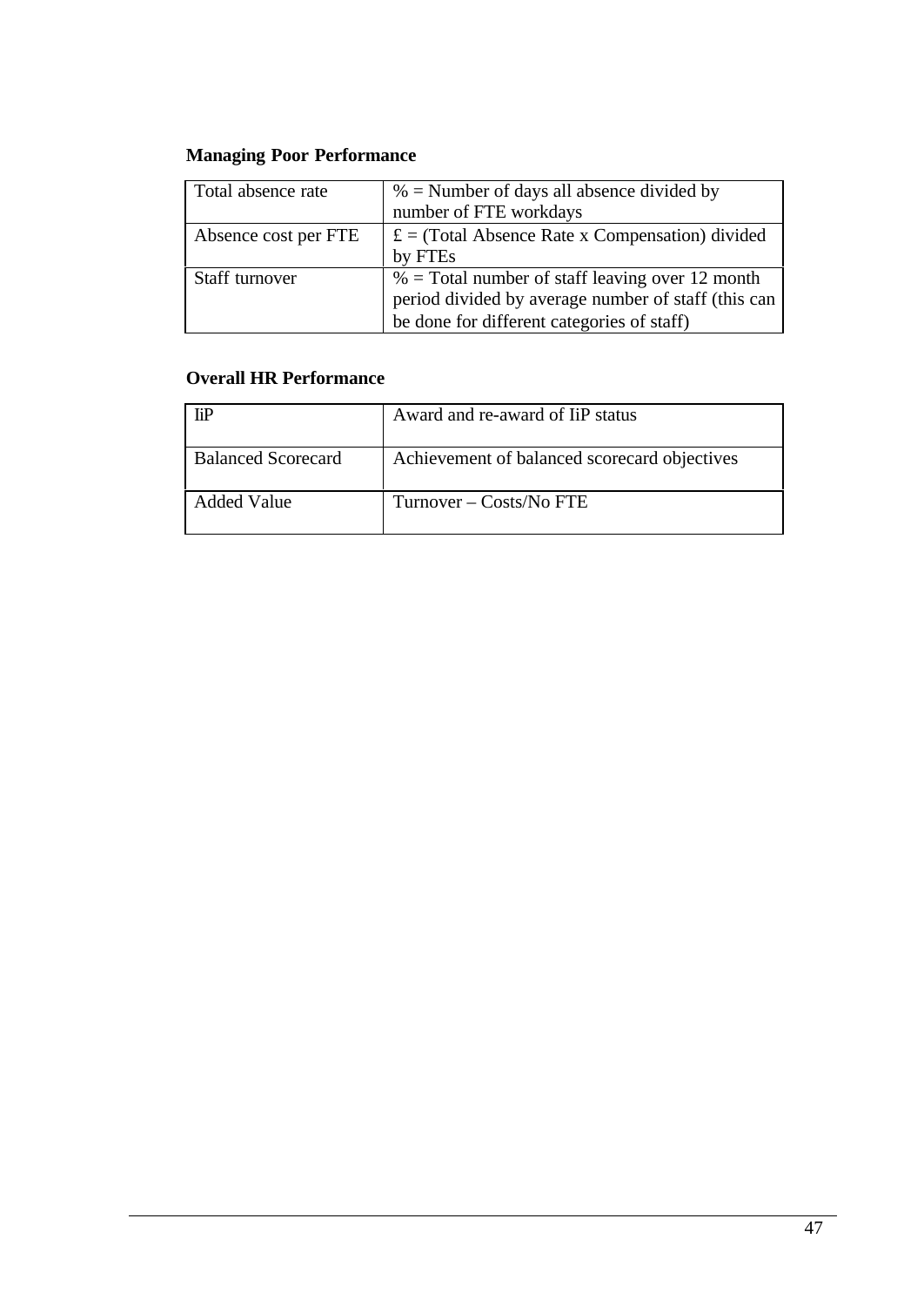**Managing Poor Performance**

| | |
|---|---|
| Total absence rate | % = Number of days all absence divided by number of FTE workdays |
| Absence cost per FTE | £ = (Total Absence Rate x Compensation) divided by FTEs |
| Staff turnover | % = Total number of staff leaving over 12 month period divided by average number of staff (this can be done for different categories of staff) |

**Overall HR Performance**

| | |
|---|---|
| IiP | Award and re-award of IiP status |
| Balanced Scorecard | Achievement of balanced scorecard objectives |
| Added Value | Turnover – Costs/No FTE |